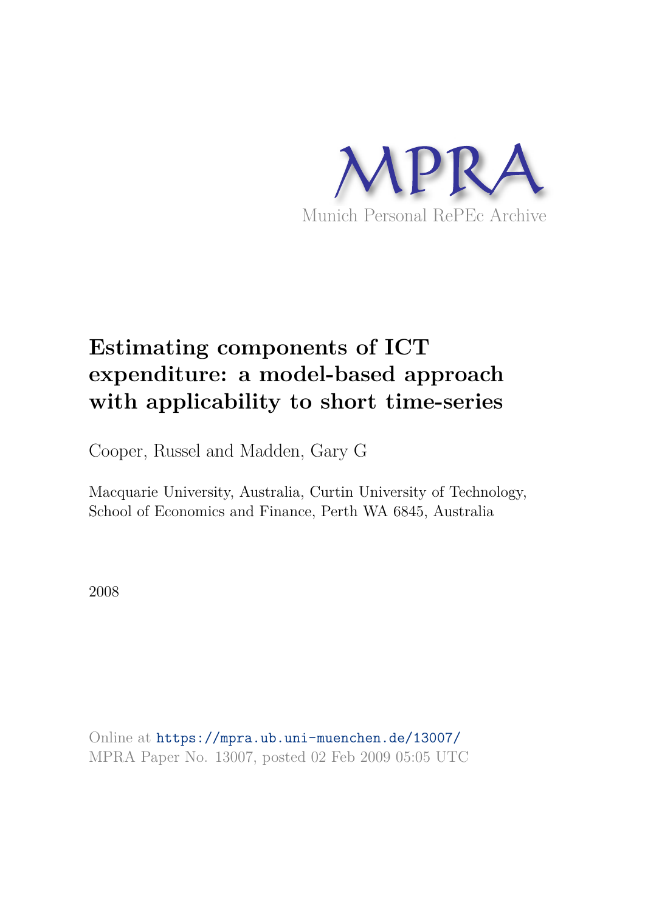MPRA

Munich Personal RePEc Archive

# Estimating components of ICT expenditure: a model-based approach with applicability to short time-series

Cooper, Russel and Madden, Gary G

Macquarie University, Australia, Curtin University of Technology, School of Economics and Finance, Perth WA 6845, Australia

2008

Online at https://mpra.ub.uni-muenchen.de/13007/
MPRA Paper No. 13007, posted 02 Feb 2009 05:05 UTC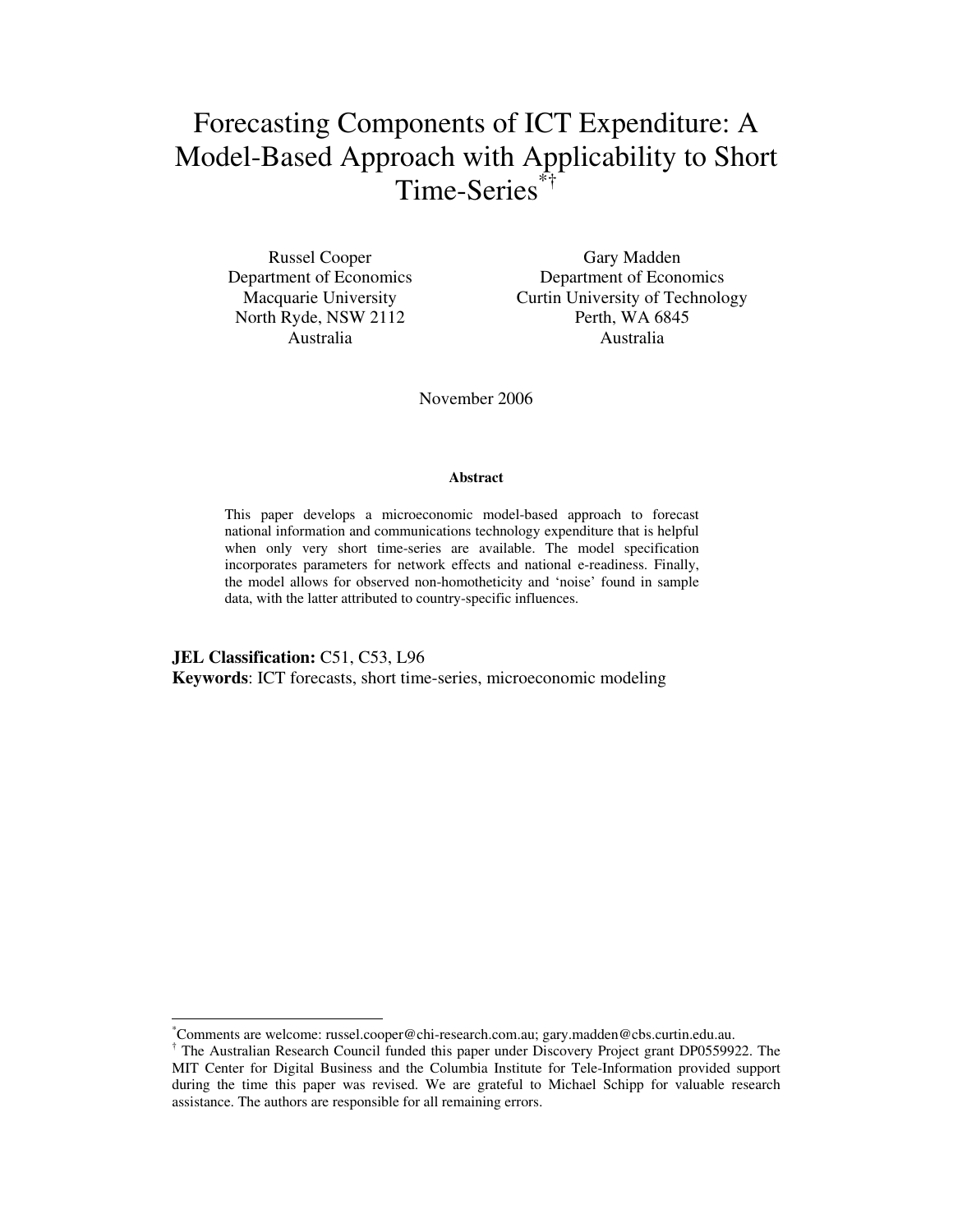# Forecasting Components of ICT Expenditure: A Model-Based Approach with Applicability to Short Time-Series[*†]

Russel Cooper
Department of Economics
Macquarie University
North Ryde, NSW 2112
Australia

Gary Madden
Department of Economics
Curtin University of Technology
Perth, WA 6845
Australia

November 2006

#### Abstract

This paper develops a microeconomic model-based approach to forecast national information and communications technology expenditure that is helpful when only very short time-series are available. The model specification incorporates parameters for network effects and national e-readiness. Finally, the model allows for observed non-homotheticity and 'noise' found in sample data, with the latter attributed to country-specific influences.

**JEL Classification:** C51, C53, L96
**Keywords**: ICT forecasts, short time-series, microeconomic modeling

---

[*] Comments are welcome: russel.cooper@chi-research.com.au; gary.madden@cbs.curtin.edu.au.

[†] The Australian Research Council funded this paper under Discovery Project grant DP0559922. The MIT Center for Digital Business and the Columbia Institute for Tele-Information provided support during the time this paper was revised. We are grateful to Michael Schipp for valuable research assistance. The authors are responsible for all remaining errors.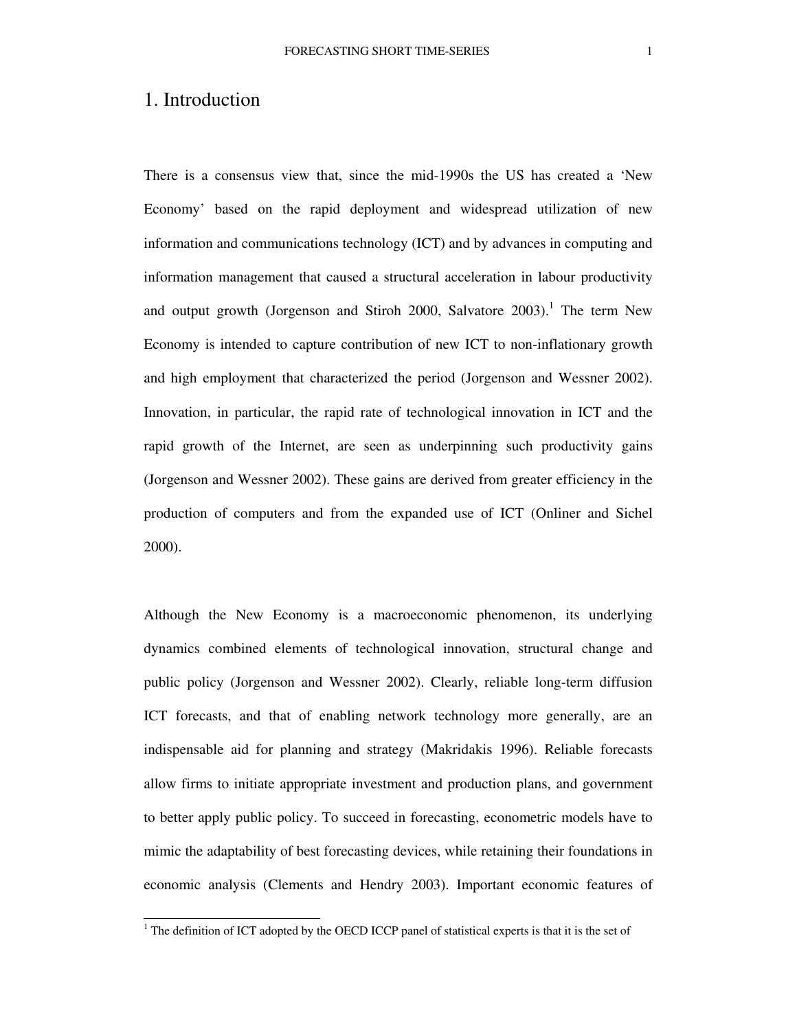# 1. Introduction

There is a consensus view that, since the mid-1990s the US has created a 'New Economy' based on the rapid deployment and widespread utilization of new information and communications technology (ICT) and by advances in computing and information management that caused a structural acceleration in labour productivity and output growth (Jorgenson and Stiroh 2000, Salvatore 2003).[1] The term New Economy is intended to capture contribution of new ICT to non-inflationary growth and high employment that characterized the period (Jorgenson and Wessner 2002). Innovation, in particular, the rapid rate of technological innovation in ICT and the rapid growth of the Internet, are seen as underpinning such productivity gains (Jorgenson and Wessner 2002). These gains are derived from greater efficiency in the production of computers and from the expanded use of ICT (Onliner and Sichel 2000).

Although the New Economy is a macroeconomic phenomenon, its underlying dynamics combined elements of technological innovation, structural change and public policy (Jorgenson and Wessner 2002). Clearly, reliable long-term diffusion ICT forecasts, and that of enabling network technology more generally, are an indispensable aid for planning and strategy (Makridakis 1996). Reliable forecasts allow firms to initiate appropriate investment and production plans, and government to better apply public policy. To succeed in forecasting, econometric models have to mimic the adaptability of best forecasting devices, while retaining their foundations in economic analysis (Clements and Hendry 2003). Important economic features of

[1] The definition of ICT adopted by the OECD ICCP panel of statistical experts is that it is the set of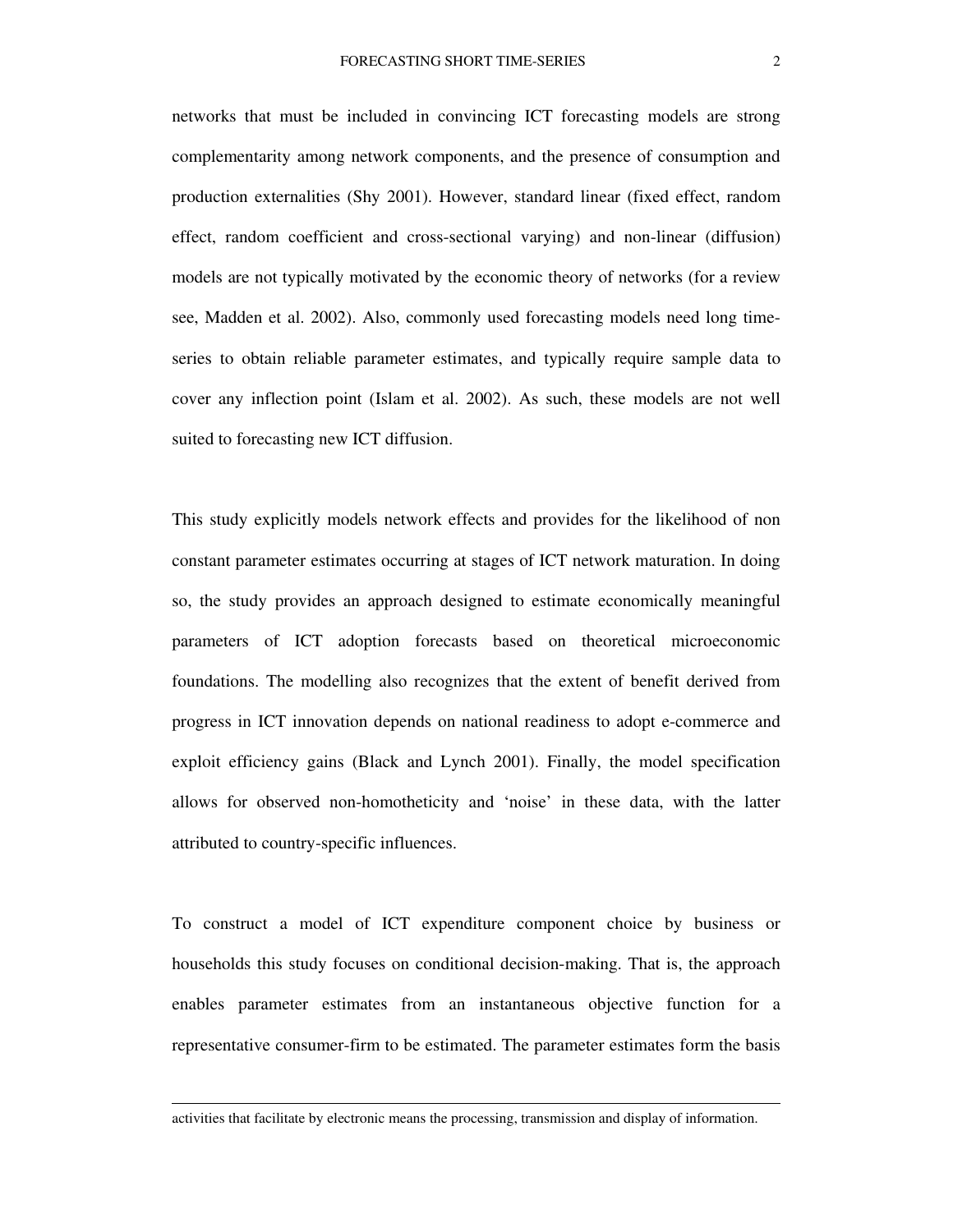networks that must be included in convincing ICT forecasting models are strong complementarity among network components, and the presence of consumption and production externalities (Shy 2001). However, standard linear (fixed effect, random effect, random coefficient and cross-sectional varying) and non-linear (diffusion) models are not typically motivated by the economic theory of networks (for a review see, Madden et al. 2002). Also, commonly used forecasting models need long time-series to obtain reliable parameter estimates, and typically require sample data to cover any inflection point (Islam et al. 2002). As such, these models are not well suited to forecasting new ICT diffusion.

This study explicitly models network effects and provides for the likelihood of non constant parameter estimates occurring at stages of ICT network maturation. In doing so, the study provides an approach designed to estimate economically meaningful parameters of ICT adoption forecasts based on theoretical microeconomic foundations. The modelling also recognizes that the extent of benefit derived from progress in ICT innovation depends on national readiness to adopt e-commerce and exploit efficiency gains (Black and Lynch 2001). Finally, the model specification allows for observed non-homotheticity and 'noise' in these data, with the latter attributed to country-specific influences.

To construct a model of ICT expenditure component choice by business or households this study focuses on conditional decision-making. That is, the approach enables parameter estimates from an instantaneous objective function for a representative consumer-firm to be estimated. The parameter estimates form the basis

---

activities that facilitate by electronic means the processing, transmission and display of information.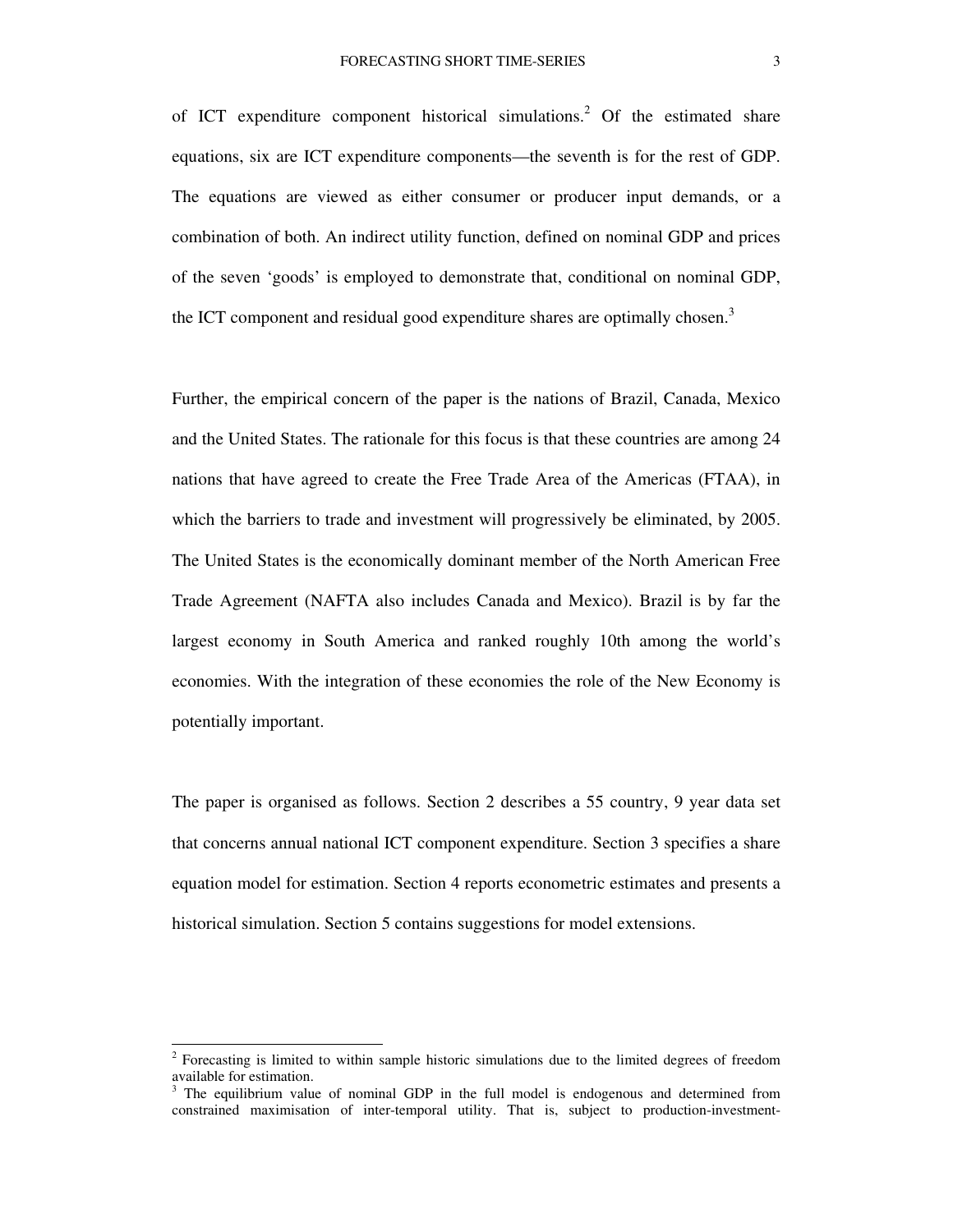of ICT expenditure component historical simulations.[2] Of the estimated share equations, six are ICT expenditure components—the seventh is for the rest of GDP. The equations are viewed as either consumer or producer input demands, or a combination of both. An indirect utility function, defined on nominal GDP and prices of the seven 'goods' is employed to demonstrate that, conditional on nominal GDP, the ICT component and residual good expenditure shares are optimally chosen.[3]

Further, the empirical concern of the paper is the nations of Brazil, Canada, Mexico and the United States. The rationale for this focus is that these countries are among 24 nations that have agreed to create the Free Trade Area of the Americas (FTAA), in which the barriers to trade and investment will progressively be eliminated, by 2005. The United States is the economically dominant member of the North American Free Trade Agreement (NAFTA also includes Canada and Mexico). Brazil is by far the largest economy in South America and ranked roughly 10th among the world's economies. With the integration of these economies the role of the New Economy is potentially important.

The paper is organised as follows. Section 2 describes a 55 country, 9 year data set that concerns annual national ICT component expenditure. Section 3 specifies a share equation model for estimation. Section 4 reports econometric estimates and presents a historical simulation. Section 5 contains suggestions for model extensions.

---

[2] Forecasting is limited to within sample historic simulations due to the limited degrees of freedom available for estimation.

[3] The equilibrium value of nominal GDP in the full model is endogenous and determined from constrained maximisation of inter-temporal utility. That is, subject to production-investment-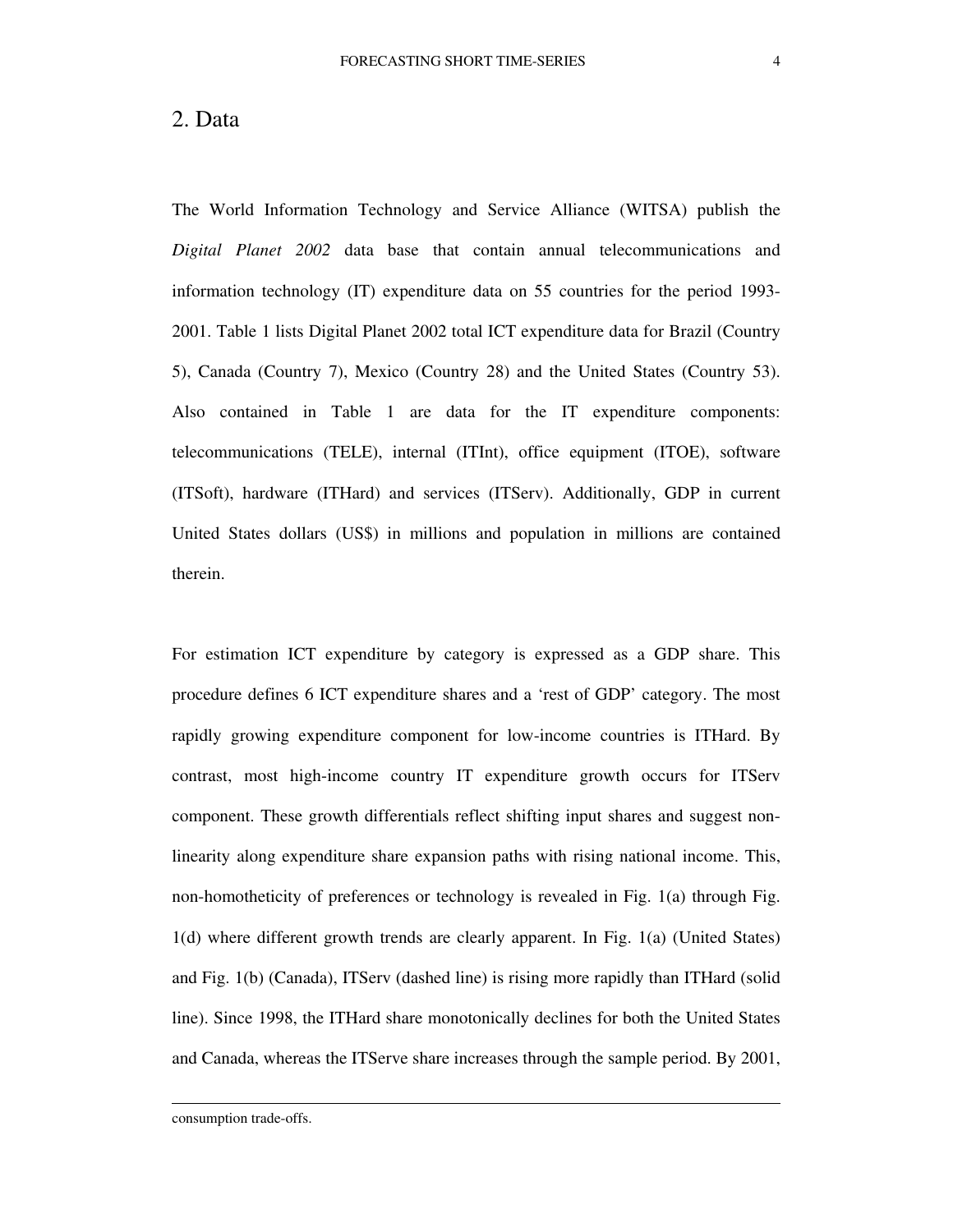## 2. Data

The World Information Technology and Service Alliance (WITSA) publish the *Digital Planet 2002* data base that contain annual telecommunications and information technology (IT) expenditure data on 55 countries for the period 1993-2001. Table 1 lists Digital Planet 2002 total ICT expenditure data for Brazil (Country 5), Canada (Country 7), Mexico (Country 28) and the United States (Country 53). Also contained in Table 1 are data for the IT expenditure components: telecommunications (TELE), internal (ITInt), office equipment (ITOE), software (ITSoft), hardware (ITHard) and services (ITServ). Additionally, GDP in current United States dollars (US$) in millions and population in millions are contained therein.

For estimation ICT expenditure by category is expressed as a GDP share. This procedure defines 6 ICT expenditure shares and a 'rest of GDP' category. The most rapidly growing expenditure component for low-income countries is ITHard. By contrast, most high-income country IT expenditure growth occurs for ITServ component. These growth differentials reflect shifting input shares and suggest non-linearity along expenditure share expansion paths with rising national income. This, non-homotheticity of preferences or technology is revealed in Fig. 1(a) through Fig. 1(d) where different growth trends are clearly apparent. In Fig. 1(a) (United States) and Fig. 1(b) (Canada), ITServ (dashed line) is rising more rapidly than ITHard (solid line). Since 1998, the ITHard share monotonically declines for both the United States and Canada, whereas the ITServe share increases through the sample period. By 2001,

consumption trade-offs.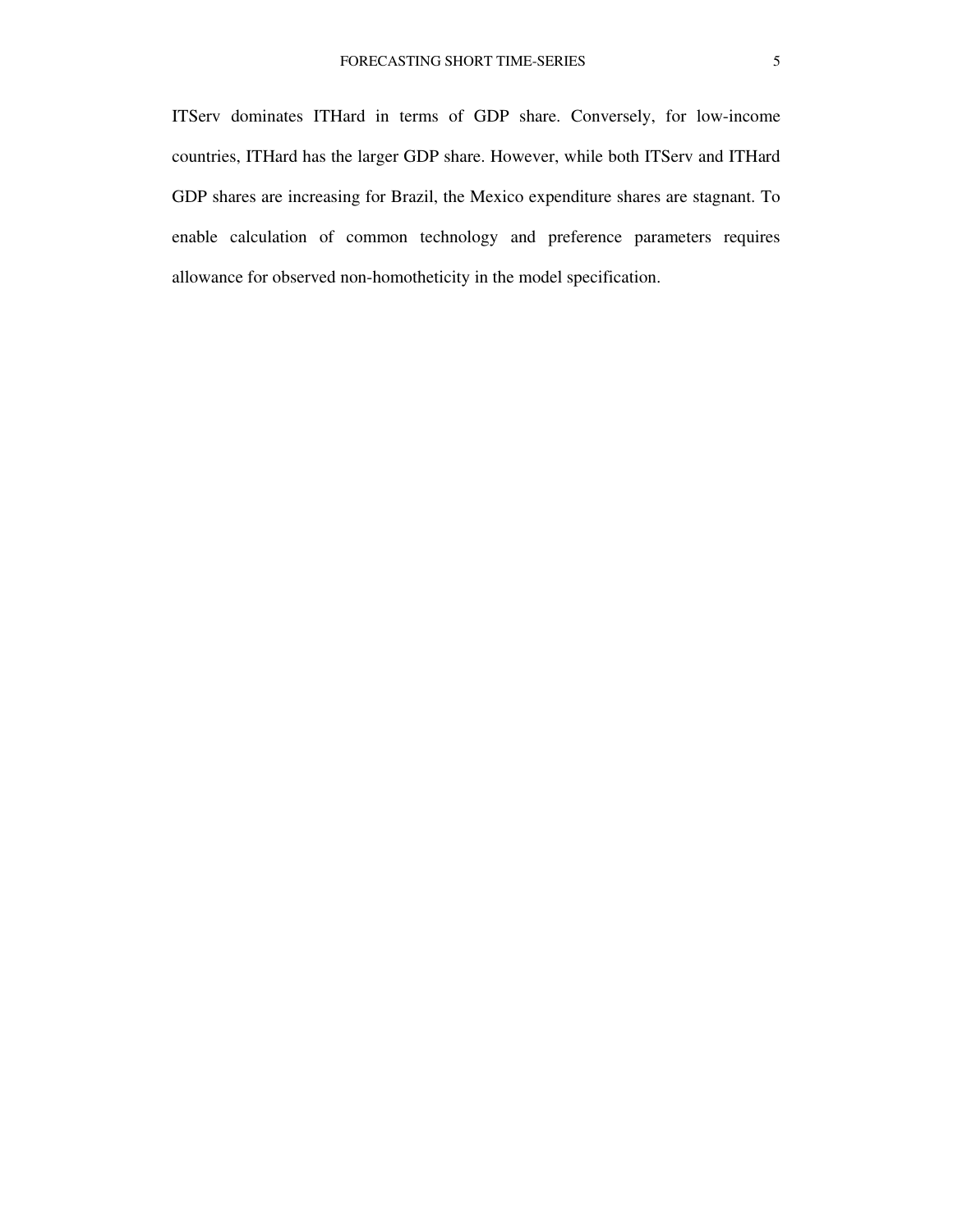ITServ dominates ITHard in terms of GDP share. Conversely, for low-income countries, ITHard has the larger GDP share. However, while both ITServ and ITHard GDP shares are increasing for Brazil, the Mexico expenditure shares are stagnant. To enable calculation of common technology and preference parameters requires allowance for observed non-homotheticity in the model specification.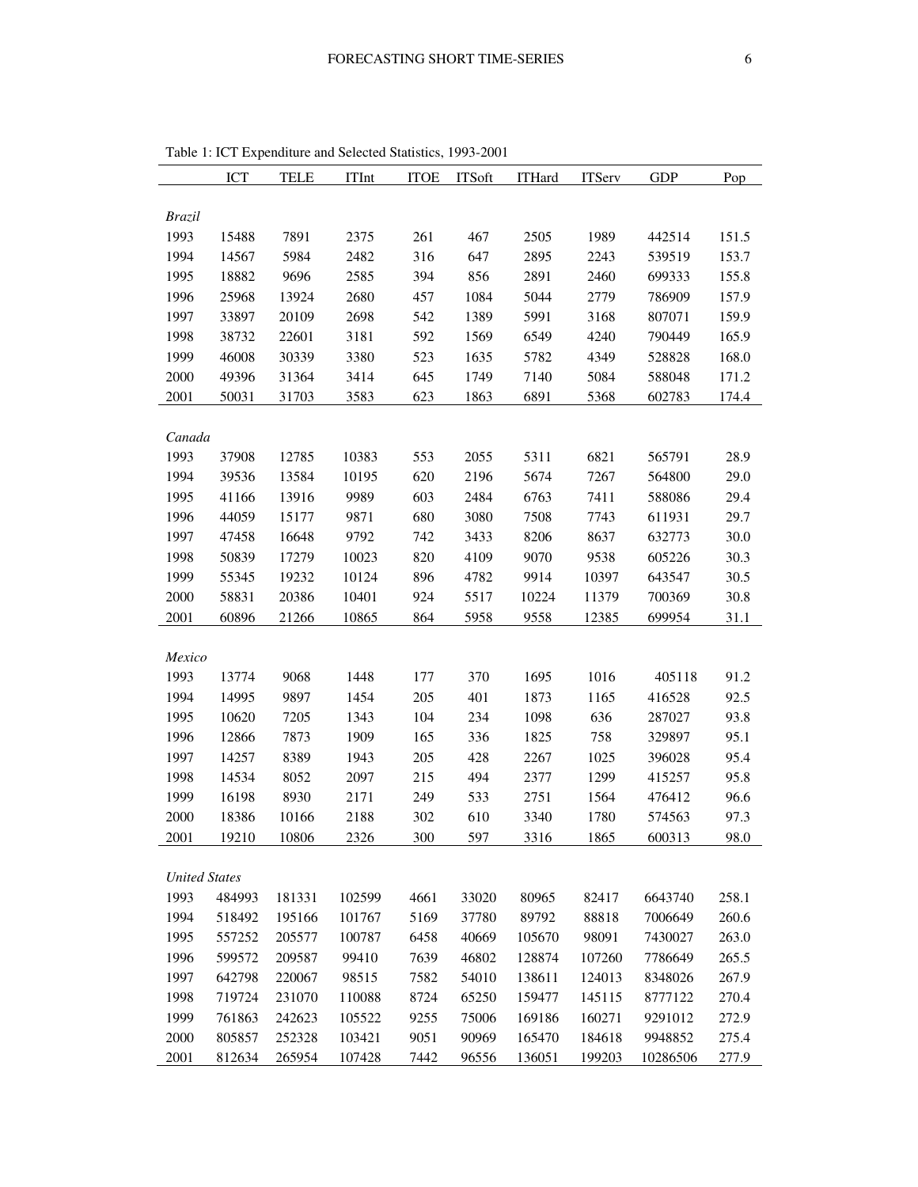Table 1: ICT Expenditure and Selected Statistics, 1993-2001

| | ICT | TELE | ITInt | ITOE | ITSoft | ITHard | ITServ | GDP | Pop |
|---|---|---|---|---|---|---|---|---|---|
| *Brazil* | | | | | | | | | |
| 1993 | 15488 | 7891 | 2375 | 261 | 467 | 2505 | 1989 | 442514 | 151.5 |
| 1994 | 14567 | 5984 | 2482 | 316 | 647 | 2895 | 2243 | 539519 | 153.7 |
| 1995 | 18882 | 9696 | 2585 | 394 | 856 | 2891 | 2460 | 699333 | 155.8 |
| 1996 | 25968 | 13924 | 2680 | 457 | 1084 | 5044 | 2779 | 786909 | 157.9 |
| 1997 | 33897 | 20109 | 2698 | 542 | 1389 | 5991 | 3168 | 807071 | 159.9 |
| 1998 | 38732 | 22601 | 3181 | 592 | 1569 | 6549 | 4240 | 790449 | 165.9 |
| 1999 | 46008 | 30339 | 3380 | 523 | 1635 | 5782 | 4349 | 528828 | 168.0 |
| 2000 | 49396 | 31364 | 3414 | 645 | 1749 | 7140 | 5084 | 588048 | 171.2 |
| 2001 | 50031 | 31703 | 3583 | 623 | 1863 | 6891 | 5368 | 602783 | 174.4 |
| *Canada* | | | | | | | | | |
| 1993 | 37908 | 12785 | 10383 | 553 | 2055 | 5311 | 6821 | 565791 | 28.9 |
| 1994 | 39536 | 13584 | 10195 | 620 | 2196 | 5674 | 7267 | 564800 | 29.0 |
| 1995 | 41166 | 13916 | 9989 | 603 | 2484 | 6763 | 7411 | 588086 | 29.4 |
| 1996 | 44059 | 15177 | 9871 | 680 | 3080 | 7508 | 7743 | 611931 | 29.7 |
| 1997 | 47458 | 16648 | 9792 | 742 | 3433 | 8206 | 8637 | 632773 | 30.0 |
| 1998 | 50839 | 17279 | 10023 | 820 | 4109 | 9070 | 9538 | 605226 | 30.3 |
| 1999 | 55345 | 19232 | 10124 | 896 | 4782 | 9914 | 10397 | 643547 | 30.5 |
| 2000 | 58831 | 20386 | 10401 | 924 | 5517 | 10224 | 11379 | 700369 | 30.8 |
| 2001 | 60896 | 21266 | 10865 | 864 | 5958 | 9558 | 12385 | 699954 | 31.1 |
| *Mexico* | | | | | | | | | |
| 1993 | 13774 | 9068 | 1448 | 177 | 370 | 1695 | 1016 | 405118 | 91.2 |
| 1994 | 14995 | 9897 | 1454 | 205 | 401 | 1873 | 1165 | 416528 | 92.5 |
| 1995 | 10620 | 7205 | 1343 | 104 | 234 | 1098 | 636 | 287027 | 93.8 |
| 1996 | 12866 | 7873 | 1909 | 165 | 336 | 1825 | 758 | 329897 | 95.1 |
| 1997 | 14257 | 8389 | 1943 | 205 | 428 | 2267 | 1025 | 396028 | 95.4 |
| 1998 | 14534 | 8052 | 2097 | 215 | 494 | 2377 | 1299 | 415257 | 95.8 |
| 1999 | 16198 | 8930 | 2171 | 249 | 533 | 2751 | 1564 | 476412 | 96.6 |
| 2000 | 18386 | 10166 | 2188 | 302 | 610 | 3340 | 1780 | 574563 | 97.3 |
| 2001 | 19210 | 10806 | 2326 | 300 | 597 | 3316 | 1865 | 600313 | 98.0 |
| *United States* | | | | | | | | | |
| 1993 | 484993 | 181331 | 102599 | 4661 | 33020 | 80965 | 82417 | 6643740 | 258.1 |
| 1994 | 518492 | 195166 | 101767 | 5169 | 37780 | 89792 | 88818 | 7006649 | 260.6 |
| 1995 | 557252 | 205577 | 100787 | 6458 | 40669 | 105670 | 98091 | 7430027 | 263.0 |
| 1996 | 599572 | 209587 | 99410 | 7639 | 46802 | 128874 | 107260 | 7786649 | 265.5 |
| 1997 | 642798 | 220067 | 98515 | 7582 | 54010 | 138611 | 124013 | 8348026 | 267.9 |
| 1998 | 719724 | 231070 | 110088 | 8724 | 65250 | 159477 | 145115 | 8777122 | 270.4 |
| 1999 | 761863 | 242623 | 105522 | 9255 | 75006 | 169186 | 160271 | 9291012 | 272.9 |
| 2000 | 805857 | 252328 | 103421 | 9051 | 90969 | 165470 | 184618 | 9948852 | 275.4 |
| 2001 | 812634 | 265954 | 107428 | 7442 | 96556 | 136051 | 199203 | 10286506 | 277.9 |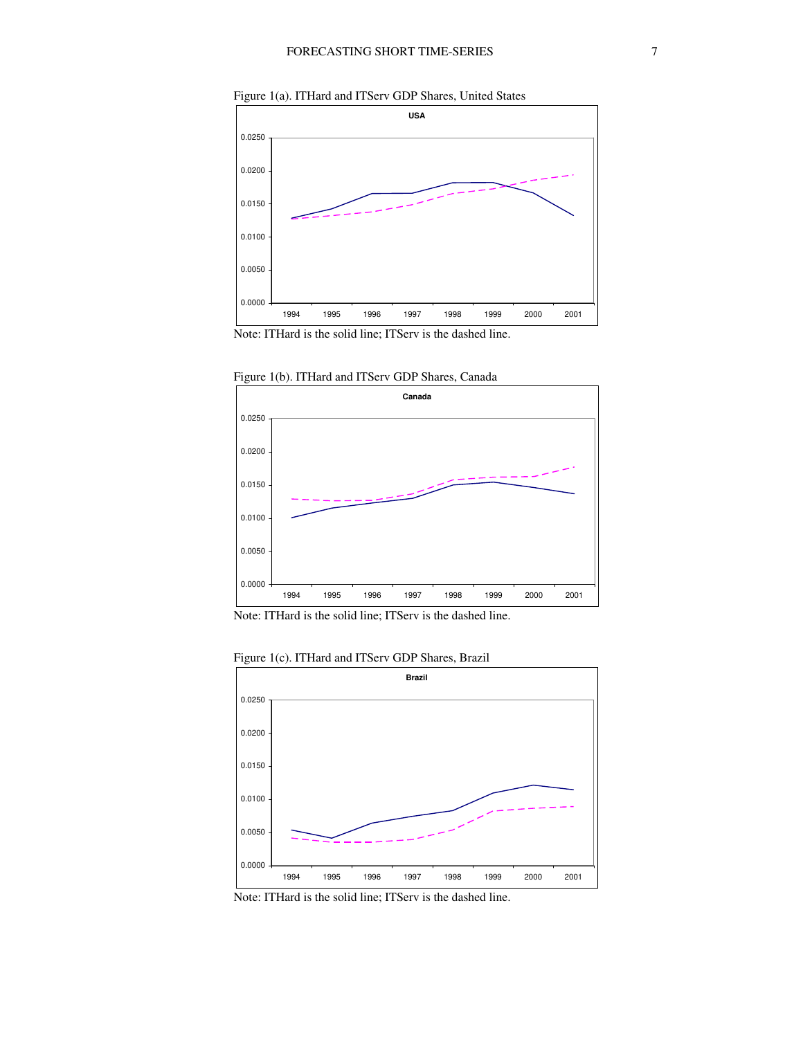Figure 1(a). ITHard and ITServ GDP Shares, United States

Note: ITHard is the solid line; ITServ is the dashed line.

Figure 1(b). ITHard and ITServ GDP Shares, Canada

Note: ITHard is the solid line; ITServ is the dashed line.

Figure 1(c). ITHard and ITServ GDP Shares, Brazil

Note: ITHard is the solid line; ITServ is the dashed line.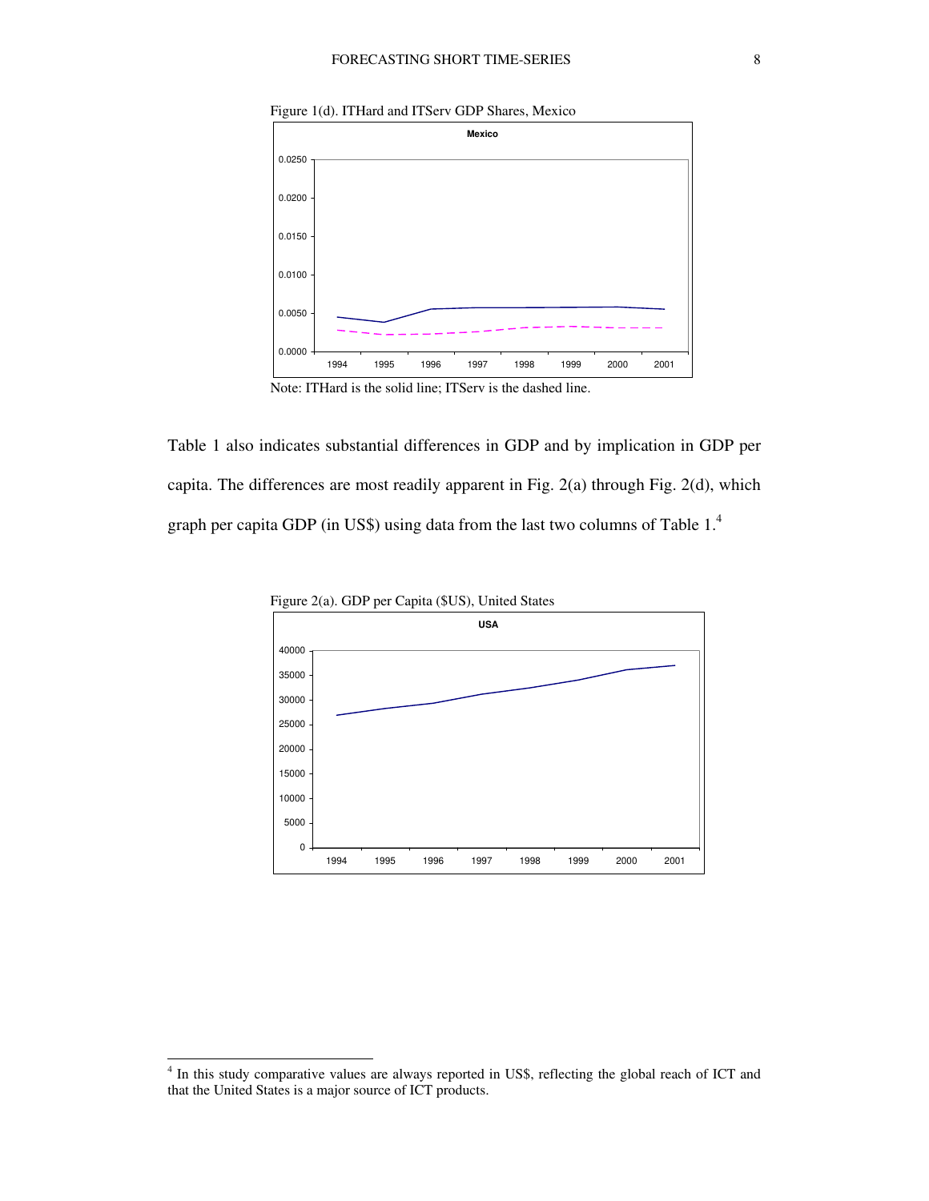Figure 1(d). ITHard and ITServ GDP Shares, Mexico

Note: ITHard is the solid line; ITServ is the dashed line.

Table 1 also indicates substantial differences in GDP and by implication in GDP per capita. The differences are most readily apparent in Fig. 2(a) through Fig. 2(d), which graph per capita GDP (in US$) using data from the last two columns of Table 1.[4]

Figure 2(a). GDP per Capita ($US), United States

[4] In this study comparative values are always reported in US$, reflecting the global reach of ICT and that the United States is a major source of ICT products.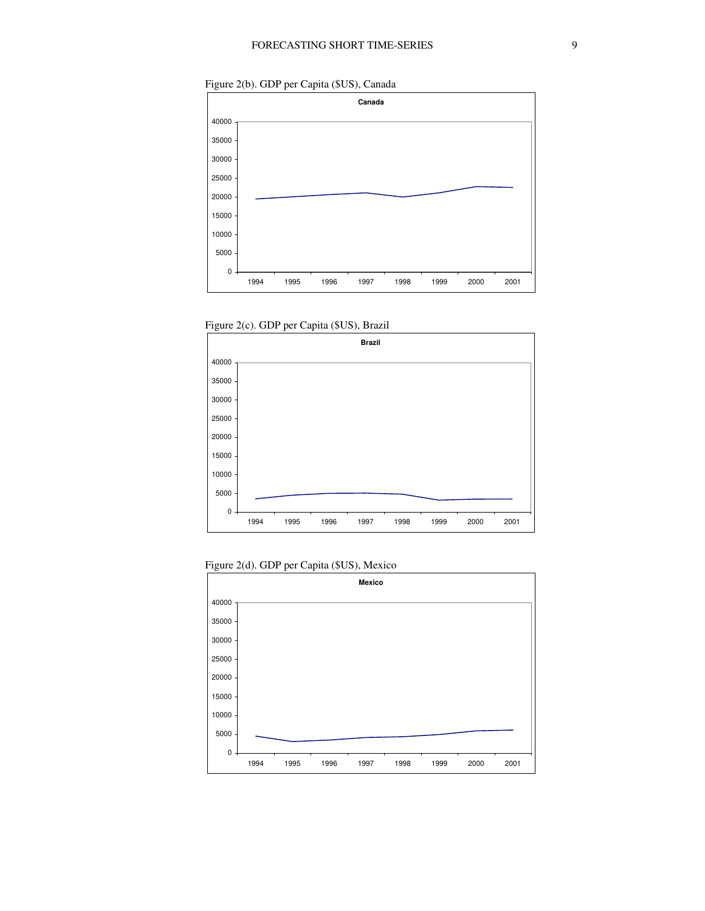Figure 2(b). GDP per Capita ($US), Canada

Figure 2(c). GDP per Capita ($US), Brazil

Figure 2(d). GDP per Capita ($US), Mexico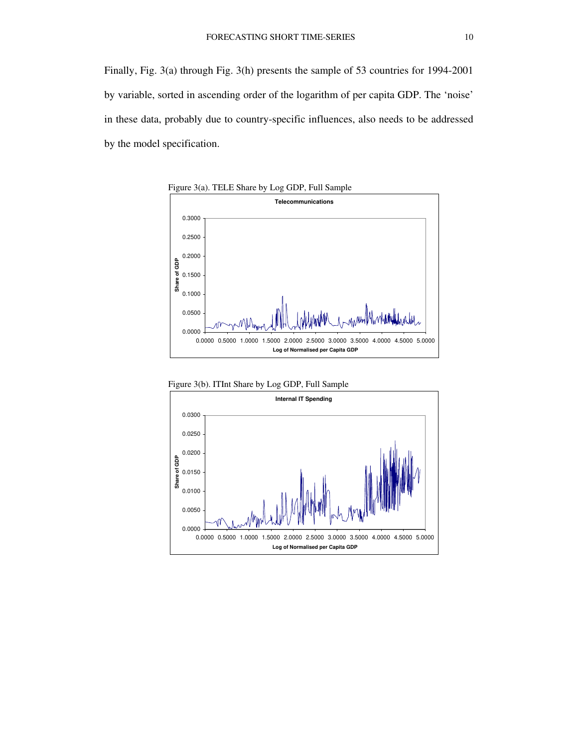Finally, Fig. 3(a) through Fig. 3(h) presents the sample of 53 countries for 1994-2001 by variable, sorted in ascending order of the logarithm of per capita GDP. The 'noise' in these data, probably due to country-specific influences, also needs to be addressed by the model specification.

Figure 3(a). TELE Share by Log GDP, Full Sample

Figure 3(b). ITInt Share by Log GDP, Full Sample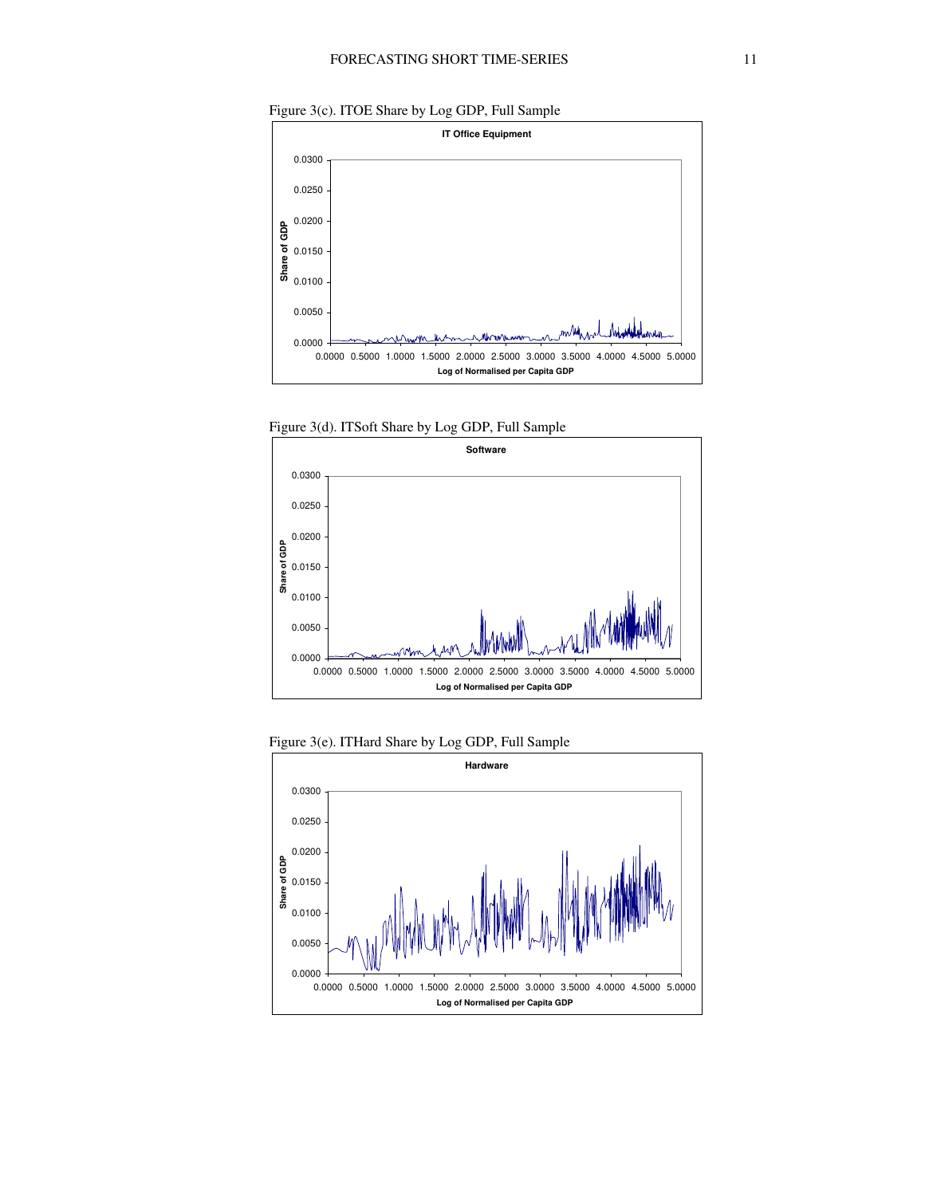Figure 3(c). ITOE Share by Log GDP, Full Sample

Figure 3(d). ITSoft Share by Log GDP, Full Sample

Figure 3(e). ITHard Share by Log GDP, Full Sample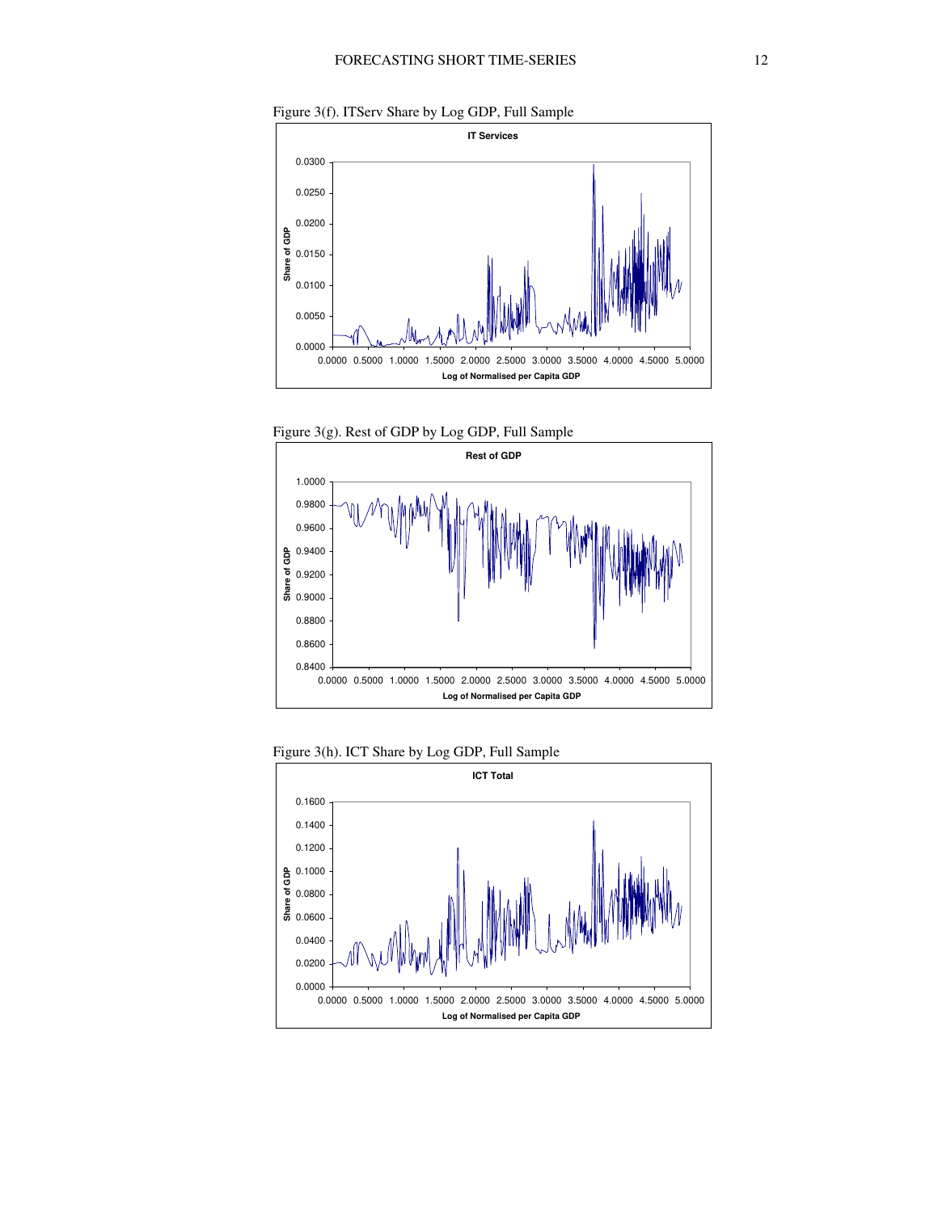Figure 3(f). ITServ Share by Log GDP, Full Sample

Figure 3(g). Rest of GDP by Log GDP, Full Sample

Figure 3(h). ICT Share by Log GDP, Full Sample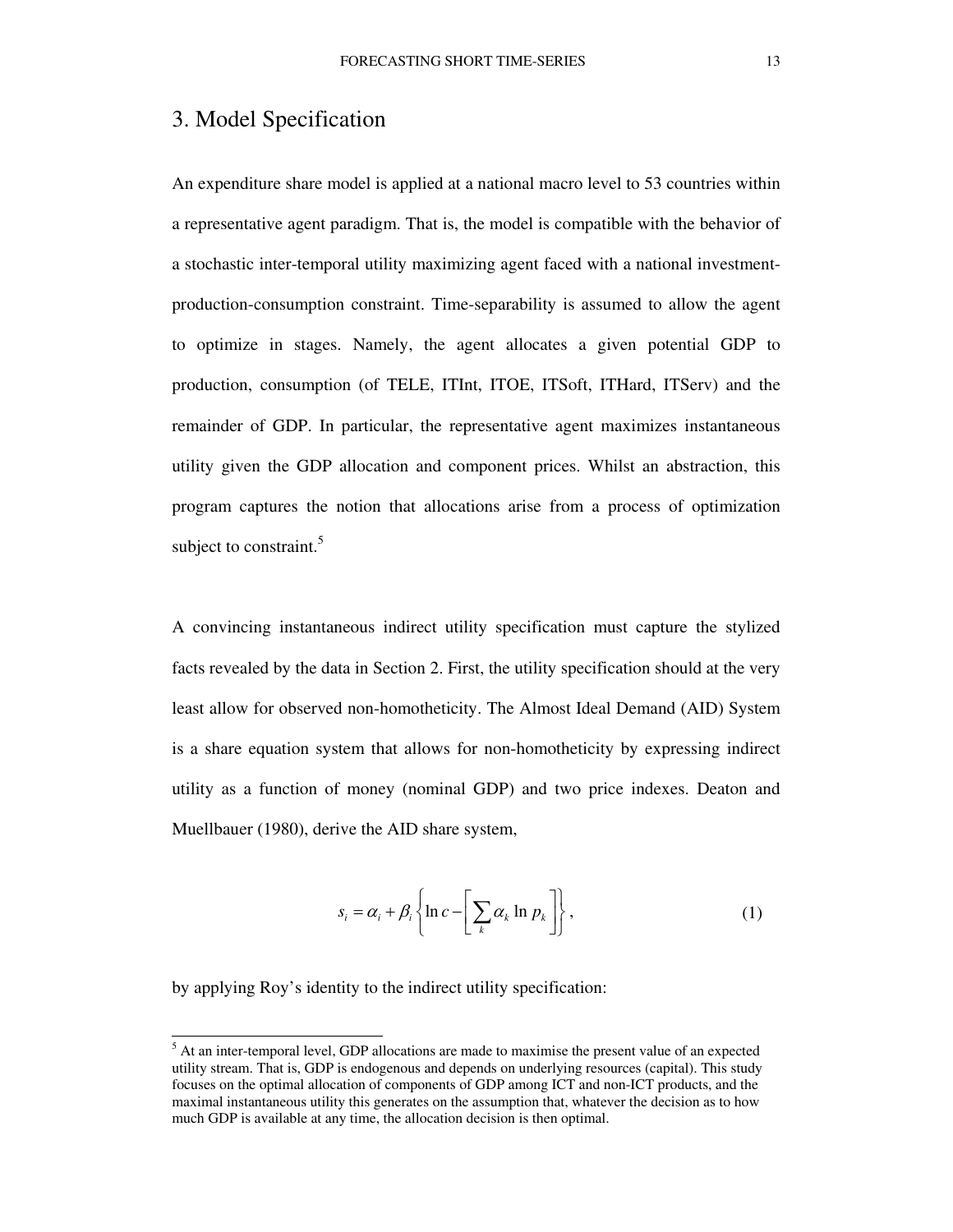## 3. Model Specification

An expenditure share model is applied at a national macro level to 53 countries within a representative agent paradigm. That is, the model is compatible with the behavior of a stochastic inter-temporal utility maximizing agent faced with a national investment-production-consumption constraint. Time-separability is assumed to allow the agent to optimize in stages. Namely, the agent allocates a given potential GDP to production, consumption (of TELE, ITInt, ITOE, ITSoft, ITHard, ITServ) and the remainder of GDP. In particular, the representative agent maximizes instantaneous utility given the GDP allocation and component prices. Whilst an abstraction, this program captures the notion that allocations arise from a process of optimization subject to constraint.[5]

A convincing instantaneous indirect utility specification must capture the stylized facts revealed by the data in Section 2. First, the utility specification should at the very least allow for observed non-homotheticity. The Almost Ideal Demand (AID) System is a share equation system that allows for non-homotheticity by expressing indirect utility as a function of money (nominal GDP) and two price indexes. Deaton and Muellbauer (1980), derive the AID share system,

$$s_i = \alpha_i + \beta_i \left\{ \ln c - \left[ \sum_k \alpha_k \ln p_k \right] \right\}, \tag{1}$$

by applying Roy's identity to the indirect utility specification:

[5] At an inter-temporal level, GDP allocations are made to maximise the present value of an expected utility stream. That is, GDP is endogenous and depends on underlying resources (capital). This study focuses on the optimal allocation of components of GDP among ICT and non-ICT products, and the maximal instantaneous utility this generates on the assumption that, whatever the decision as to how much GDP is available at any time, the allocation decision is then optimal.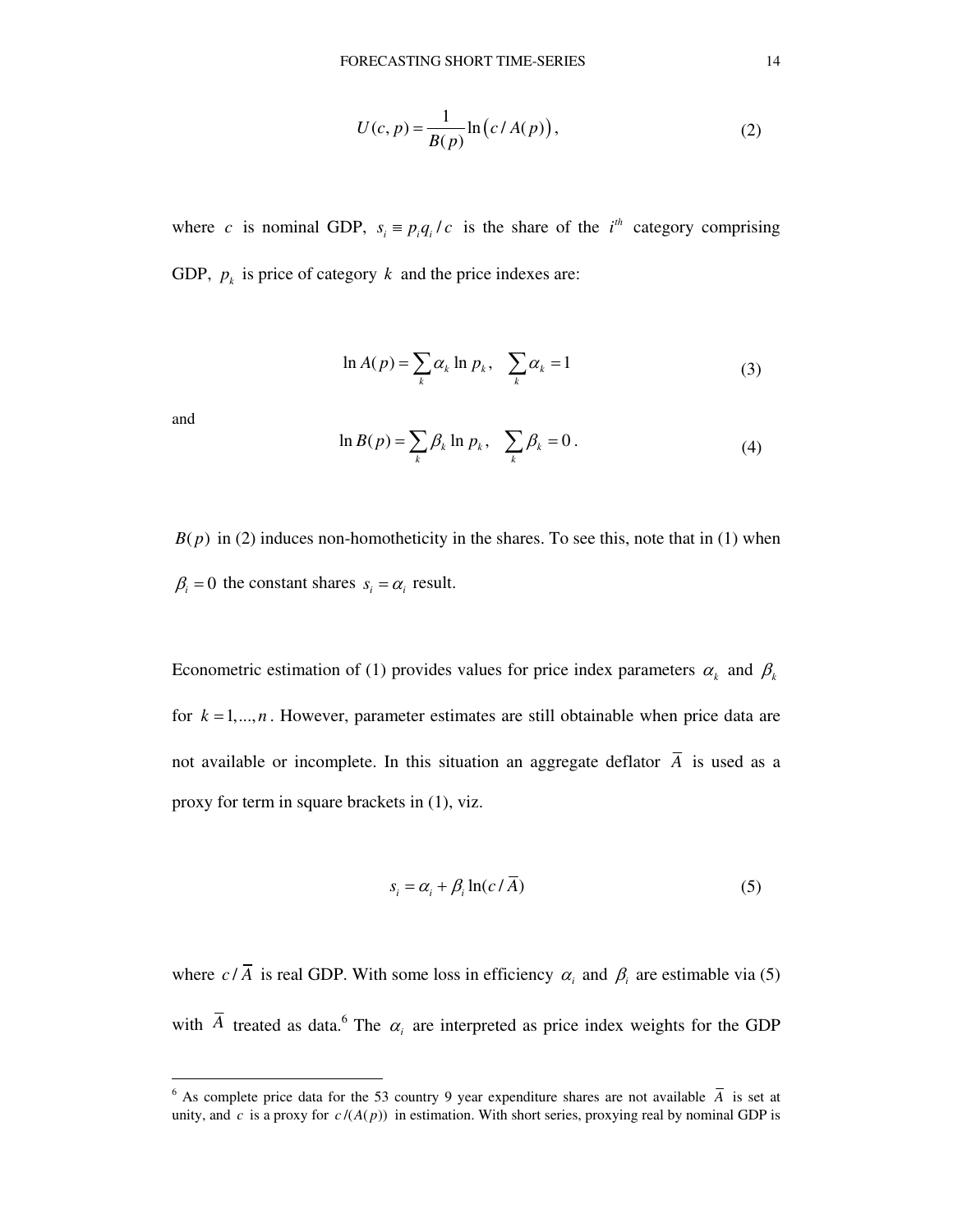$$U(c,p) = \frac{1}{B(p)} \ln\left(c / A(p)\right), \tag{2}$$

where $c$ is nominal GDP, $s_i \equiv p_i q_i / c$ is the share of the $i^{th}$ category comprising GDP, $p_k$ is price of category $k$ and the price indexes are:

$$\ln A(p) = \sum_k \alpha_k \ln p_k, \quad \sum_k \alpha_k = 1 \tag{3}$$

and

$$\ln B(p) = \sum_k \beta_k \ln p_k, \quad \sum_k \beta_k = 0\,. \tag{4}$$

$B(p)$ in (2) induces non-homotheticity in the shares. To see this, note that in (1) when $\beta_i = 0$ the constant shares $s_i = \alpha_i$ result.

Econometric estimation of (1) provides values for price index parameters $\alpha_k$ and $\beta_k$ for $k = 1,...,n$. However, parameter estimates are still obtainable when price data are not available or incomplete. In this situation an aggregate deflator $\overline{A}$ is used as a proxy for term in square brackets in (1), viz.

$$s_i = \alpha_i + \beta_i \ln(c / \overline{A}) \tag{5}$$

where $c / \overline{A}$ is real GDP. With some loss in efficiency $\alpha_i$ and $\beta_i$ are estimable via (5) with $\overline{A}$ treated as data.[6] The $\alpha_i$ are interpreted as price index weights for the GDP

[6] As complete price data for the 53 country 9 year expenditure shares are not available $\overline{A}$ is set at unity, and $c$ is a proxy for $c/(A(p))$ in estimation. With short series, proxying real by nominal GDP is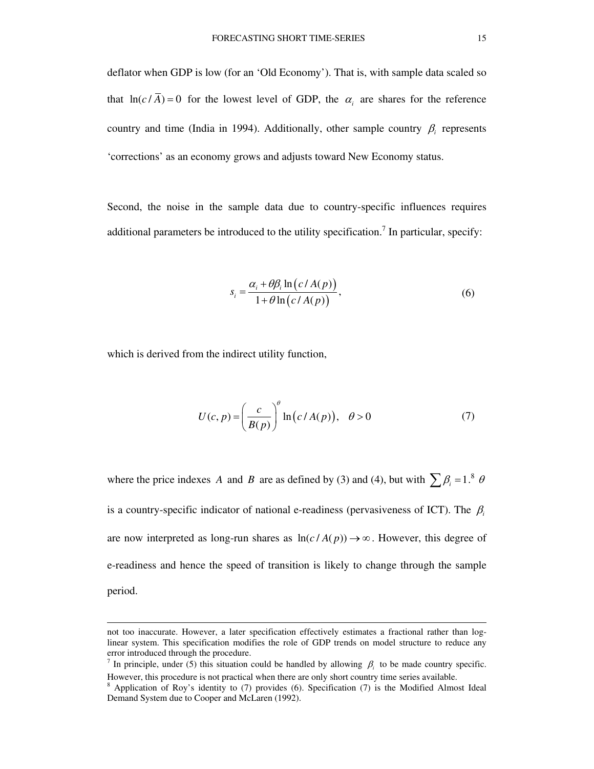deflator when GDP is low (for an 'Old Economy'). That is, with sample data scaled so that $\ln(c/\overline{A}) = 0$ for the lowest level of GDP, the $\alpha_i$ are shares for the reference country and time (India in 1994). Additionally, other sample country $\beta_i$ represents 'corrections' as an economy grows and adjusts toward New Economy status.

Second, the noise in the sample data due to country-specific influences requires additional parameters be introduced to the utility specification.[7] In particular, specify:

$$s_i = \frac{\alpha_i + \theta\beta_i \ln\left(c/A(p)\right)}{1 + \theta \ln\left(c/A(p)\right)}, \tag{6}$$

which is derived from the indirect utility function,

$$U(c,p) = \left(\frac{c}{B(p)}\right)^{\theta} \ln\left(c/A(p)\right), \quad \theta > 0 \tag{7}$$

where the price indexes $A$ and $B$ are as defined by (3) and (4), but with $\sum \beta_i = 1$.[8] $\theta$ is a country-specific indicator of national e-readiness (pervasiveness of ICT). The $\beta_i$ are now interpreted as long-run shares as $\ln(c/A(p)) \to \infty$. However, this degree of e-readiness and hence the speed of transition is likely to change through the sample period.

---

not too inaccurate. However, a later specification effectively estimates a fractional rather than log-linear system. This specification modifies the role of GDP trends on model structure to reduce any error introduced through the procedure.

[7] In principle, under (5) this situation could be handled by allowing $\beta_i$ to be made country specific. However, this procedure is not practical when there are only short country time series available.

[8] Application of Roy's identity to (7) provides (6). Specification (7) is the Modified Almost Ideal Demand System due to Cooper and McLaren (1992).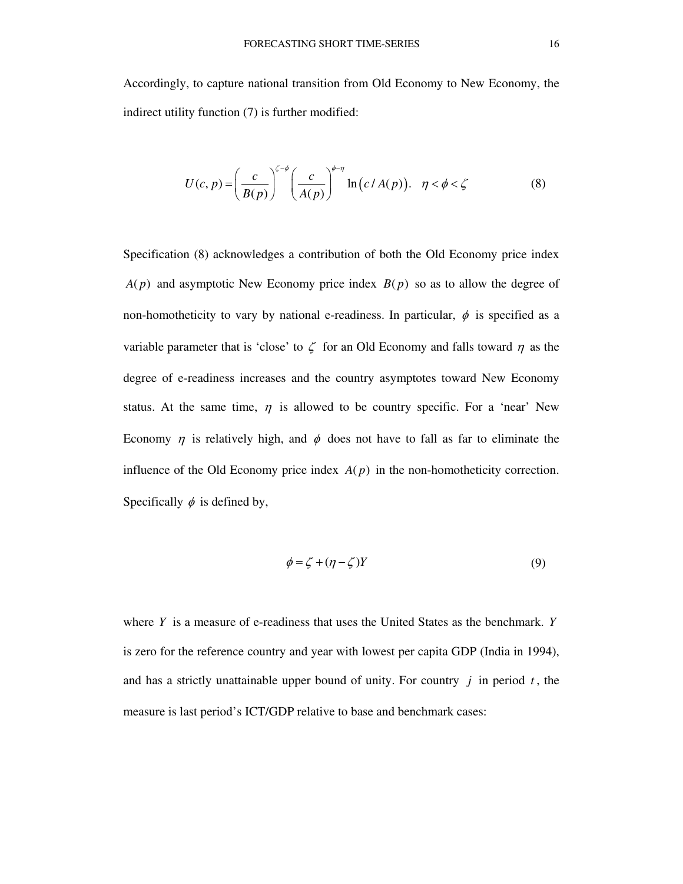Accordingly, to capture national transition from Old Economy to New Economy, the indirect utility function (7) is further modified:

$$U(c,p) = \left(\frac{c}{B(p)}\right)^{\zeta-\phi} \left(\frac{c}{A(p)}\right)^{\phi-\eta} \ln\big(c / A(p)\big). \quad \eta < \phi < \zeta \tag{8}$$

Specification (8) acknowledges a contribution of both the Old Economy price index $A(p)$ and asymptotic New Economy price index $B(p)$ so as to allow the degree of non-homotheticity to vary by national e-readiness. In particular, $\phi$ is specified as a variable parameter that is 'close' to $\zeta$ for an Old Economy and falls toward $\eta$ as the degree of e-readiness increases and the country asymptotes toward New Economy status. At the same time, $\eta$ is allowed to be country specific. For a 'near' New Economy $\eta$ is relatively high, and $\phi$ does not have to fall as far to eliminate the influence of the Old Economy price index $A(p)$ in the non-homotheticity correction. Specifically $\phi$ is defined by,

$$\phi = \zeta + (\eta - \zeta)Y \tag{9}$$

where $Y$ is a measure of e-readiness that uses the United States as the benchmark. $Y$ is zero for the reference country and year with lowest per capita GDP (India in 1994), and has a strictly unattainable upper bound of unity. For country $j$ in period $t$, the measure is last period's ICT/GDP relative to base and benchmark cases: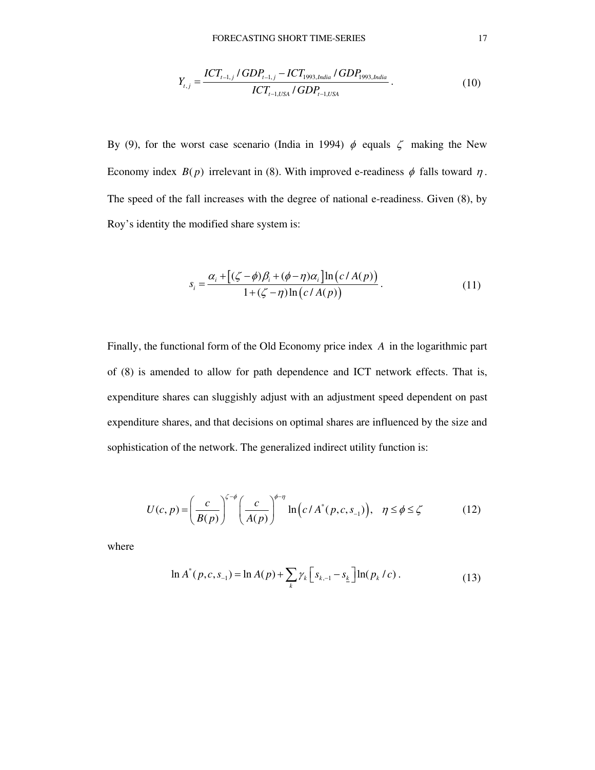$$Y_{t,j} = \frac{ICT_{t-1,j} / GDP_{t-1,j} - ICT_{1993,India} / GDP_{1993,India}}{ICT_{t-1,USA} / GDP_{t-1,USA}}. \tag{10}$$

By (9), for the worst case scenario (India in 1994) $\phi$ equals $\zeta$ making the New Economy index $B(p)$ irrelevant in (8). With improved e-readiness $\phi$ falls toward $\eta$. The speed of the fall increases with the degree of national e-readiness. Given (8), by Roy's identity the modified share system is:

$$s_i = \frac{\alpha_i + \left[(\zeta - \phi)\beta_i + (\phi - \eta)\alpha_i\right]\ln\left(c / A(p)\right)}{1 + (\zeta - \eta)\ln\left(c / A(p)\right)}. \tag{11}$$

Finally, the functional form of the Old Economy price index $A$ in the logarithmic part of (8) is amended to allow for path dependence and ICT network effects. That is, expenditure shares can sluggishly adjust with an adjustment speed dependent on past expenditure shares, and that decisions on optimal shares are influenced by the size and sophistication of the network. The generalized indirect utility function is:

$$U(c, p) = \left(\frac{c}{B(p)}\right)^{\zeta - \phi}\left(\frac{c}{A(p)}\right)^{\phi - \eta}\ln\left(c / A^*(p, c, s_{-1})\right), \quad \eta \le \phi \le \zeta \tag{12}$$

where

$$\ln A^*(p, c, s_{-1}) = \ln A(p) + \sum_k \gamma_k \left[s_{k,-1} - s_{\underline{k}}\right]\ln(p_k / c). \tag{13}$$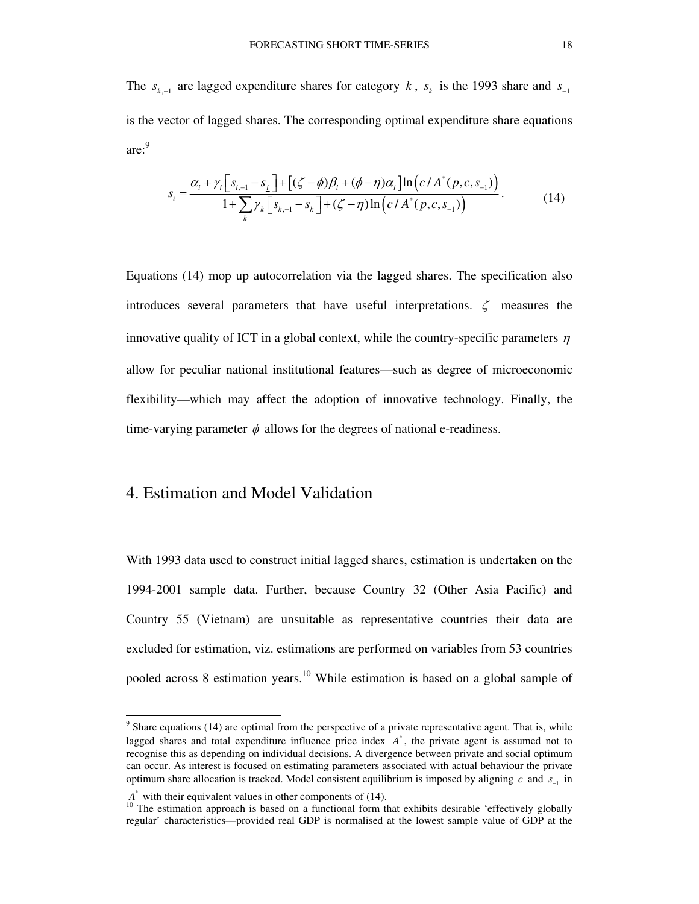The $s_{k,-1}$ are lagged expenditure shares for category $k$, $s_{\underline{k}}$ is the 1993 share and $s_{-1}$ is the vector of lagged shares. The corresponding optimal expenditure share equations are:[9]

$$s_i = \frac{\alpha_i + \gamma_i\left[s_{i,-1} - s_{\underline{i}}\right] + \left[(\zeta - \phi)\beta_i + (\phi - \eta)\alpha_i\right]\ln\left(c / A^*(p, c, s_{-1})\right)}{1 + \sum_k \gamma_k\left[s_{k,-1} - s_{\underline{k}}\right] + (\zeta - \eta)\ln\left(c / A^*(p, c, s_{-1})\right)}. \qquad (14)$$

Equations (14) mop up autocorrelation via the lagged shares. The specification also introduces several parameters that have useful interpretations. $\zeta$ measures the innovative quality of ICT in a global context, while the country-specific parameters $\eta$ allow for peculiar national institutional features—such as degree of microeconomic flexibility—which may affect the adoption of innovative technology. Finally, the time-varying parameter $\phi$ allows for the degrees of national e-readiness.

# 4. Estimation and Model Validation

With 1993 data used to construct initial lagged shares, estimation is undertaken on the 1994-2001 sample data. Further, because Country 32 (Other Asia Pacific) and Country 55 (Vietnam) are unsuitable as representative countries their data are excluded for estimation, viz. estimations are performed on variables from 53 countries pooled across 8 estimation years.[10] While estimation is based on a global sample of

---

[9] Share equations (14) are optimal from the perspective of a private representative agent. That is, while lagged shares and total expenditure influence price index $A^*$, the private agent is assumed not to recognise this as depending on individual decisions. A divergence between private and social optimum can occur. As interest is focused on estimating parameters associated with actual behaviour the private optimum share allocation is tracked. Model consistent equilibrium is imposed by aligning $c$ and $s_{-1}$ in $A^*$ with their equivalent values in other components of (14).

[10] The estimation approach is based on a functional form that exhibits desirable 'effectively globally regular' characteristics—provided real GDP is normalised at the lowest sample value of GDP at the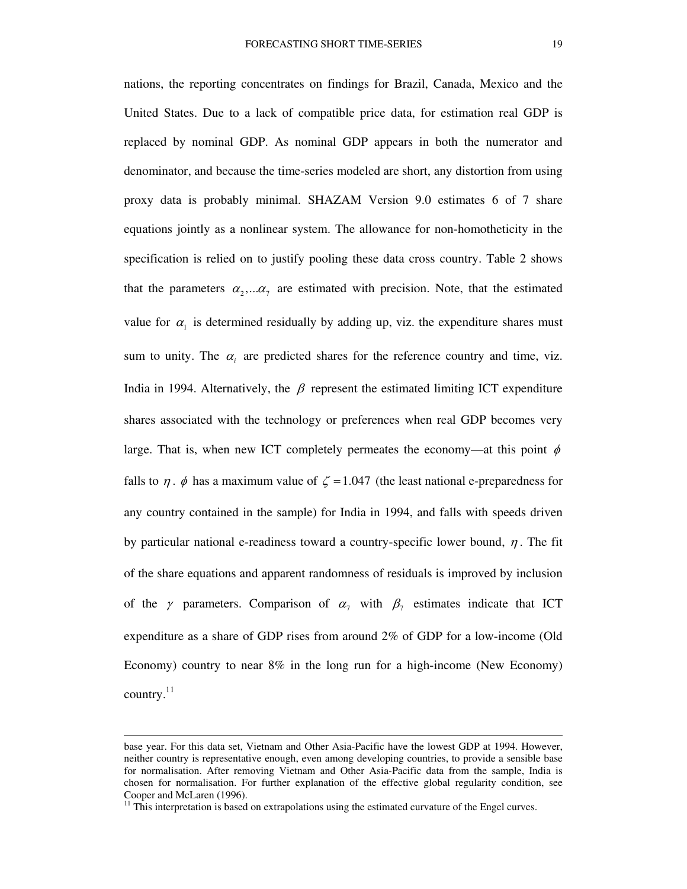nations, the reporting concentrates on findings for Brazil, Canada, Mexico and the United States. Due to a lack of compatible price data, for estimation real GDP is replaced by nominal GDP. As nominal GDP appears in both the numerator and denominator, and because the time-series modeled are short, any distortion from using proxy data is probably minimal. SHAZAM Version 9.0 estimates 6 of 7 share equations jointly as a nonlinear system. The allowance for non-homotheticity in the specification is relied on to justify pooling these data cross country. Table 2 shows that the parameters $\alpha_2,...\alpha_7$ are estimated with precision. Note, that the estimated value for $\alpha_1$ is determined residually by adding up, viz. the expenditure shares must sum to unity. The $\alpha_i$ are predicted shares for the reference country and time, viz. India in 1994. Alternatively, the $\beta$ represent the estimated limiting ICT expenditure shares associated with the technology or preferences when real GDP becomes very large. That is, when new ICT completely permeates the economy—at this point $\phi$ falls to $\eta$. $\phi$ has a maximum value of $\zeta = 1.047$ (the least national e-preparedness for any country contained in the sample) for India in 1994, and falls with speeds driven by particular national e-readiness toward a country-specific lower bound, $\eta$. The fit of the share equations and apparent randomness of residuals is improved by inclusion of the $\gamma$ parameters. Comparison of $\alpha_7$ with $\beta_7$ estimates indicate that ICT expenditure as a share of GDP rises from around 2% of GDP for a low-income (Old Economy) country to near 8% in the long run for a high-income (New Economy) country.[11]

---

base year. For this data set, Vietnam and Other Asia-Pacific have the lowest GDP at 1994. However, neither country is representative enough, even among developing countries, to provide a sensible base for normalisation. After removing Vietnam and Other Asia-Pacific data from the sample, India is chosen for normalisation. For further explanation of the effective global regularity condition, see Cooper and McLaren (1996).

[11] This interpretation is based on extrapolations using the estimated curvature of the Engel curves.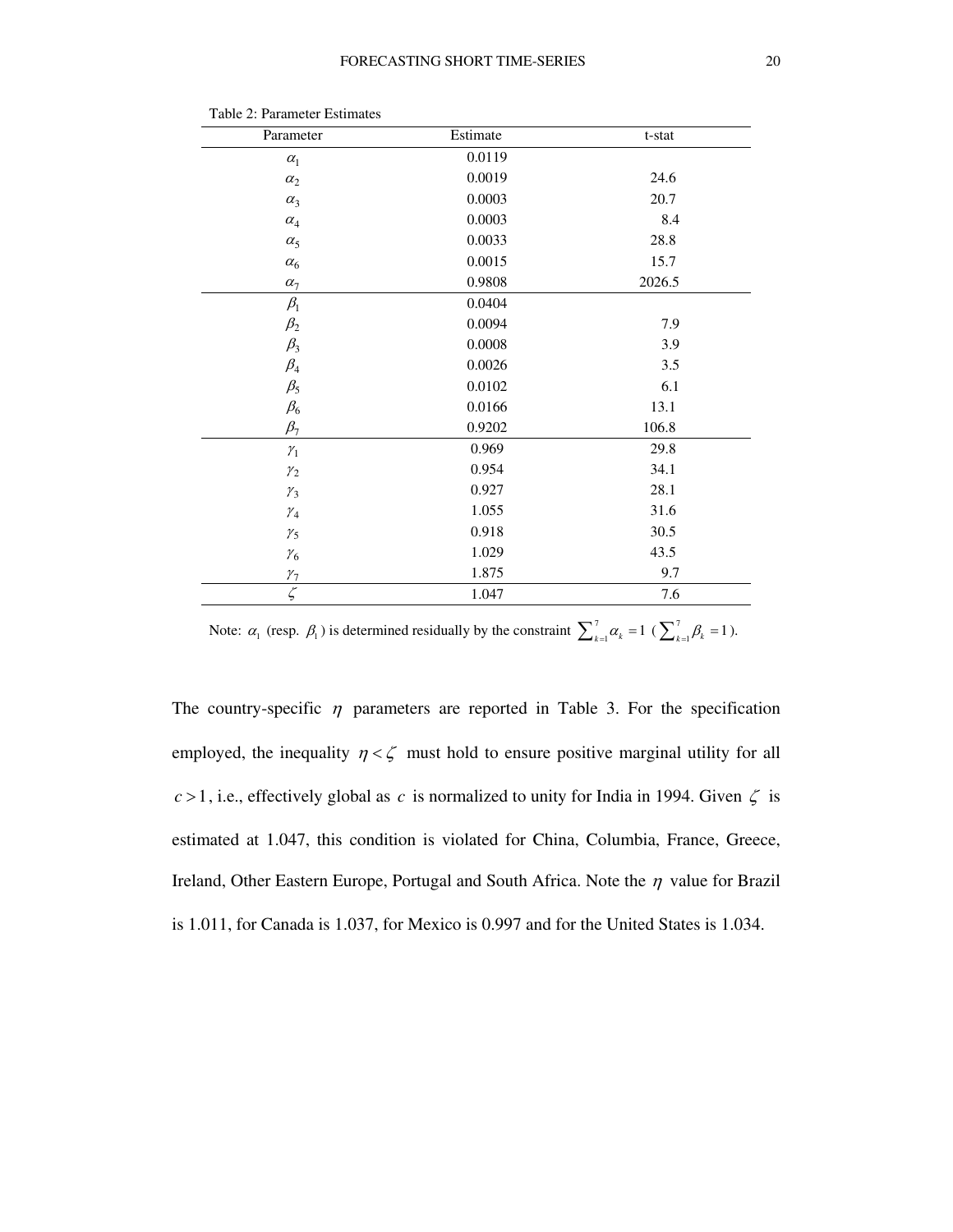Table 2: Parameter Estimates

| Parameter | Estimate | t-stat |
|---|---|---|
| $\alpha_1$ | 0.0119 | |
| $\alpha_2$ | 0.0019 | 24.6 |
| $\alpha_3$ | 0.0003 | 20.7 |
| $\alpha_4$ | 0.0003 | 8.4 |
| $\alpha_5$ | 0.0033 | 28.8 |
| $\alpha_6$ | 0.0015 | 15.7 |
| $\alpha_7$ | 0.9808 | 2026.5 |
| $\beta_1$ | 0.0404 | |
| $\beta_2$ | 0.0094 | 7.9 |
| $\beta_3$ | 0.0008 | 3.9 |
| $\beta_4$ | 0.0026 | 3.5 |
| $\beta_5$ | 0.0102 | 6.1 |
| $\beta_6$ | 0.0166 | 13.1 |
| $\beta_7$ | 0.9202 | 106.8 |
| $\gamma_1$ | 0.969 | 29.8 |
| $\gamma_2$ | 0.954 | 34.1 |
| $\gamma_3$ | 0.927 | 28.1 |
| $\gamma_4$ | 1.055 | 31.6 |
| $\gamma_5$ | 0.918 | 30.5 |
| $\gamma_6$ | 1.029 | 43.5 |
| $\gamma_7$ | 1.875 | 9.7 |
| $\zeta$ | 1.047 | 7.6 |

Note: $\alpha_1$ (resp. $\beta_1$) is determined residually by the constraint $\sum_{k=1}^{7} \alpha_k = 1$ ($\sum_{k=1}^{7} \beta_k = 1$).

The country-specific $\eta$ parameters are reported in Table 3. For the specification employed, the inequality $\eta < \zeta$ must hold to ensure positive marginal utility for all $c > 1$, i.e., effectively global as $c$ is normalized to unity for India in 1994. Given $\zeta$ is estimated at 1.047, this condition is violated for China, Columbia, France, Greece, Ireland, Other Eastern Europe, Portugal and South Africa. Note the $\eta$ value for Brazil is 1.011, for Canada is 1.037, for Mexico is 0.997 and for the United States is 1.034.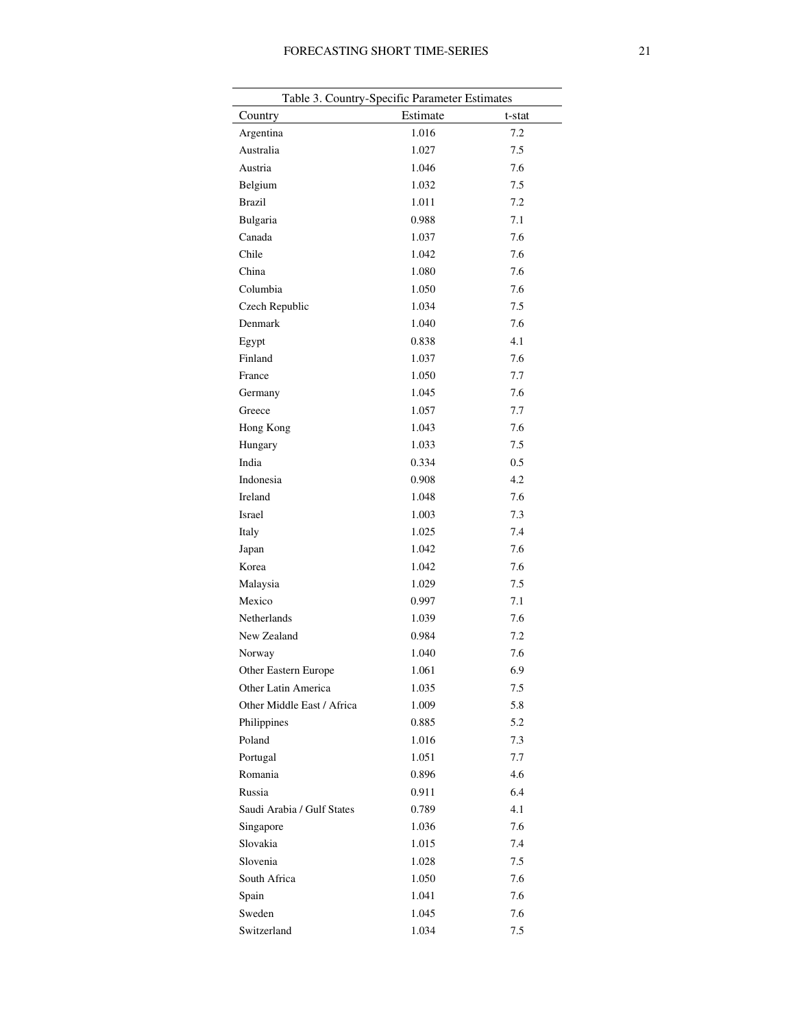Table 3. Country-Specific Parameter Estimates

| Country | Estimate | t-stat |
|---|---|---|
| Argentina | 1.016 | 7.2 |
| Australia | 1.027 | 7.5 |
| Austria | 1.046 | 7.6 |
| Belgium | 1.032 | 7.5 |
| Brazil | 1.011 | 7.2 |
| Bulgaria | 0.988 | 7.1 |
| Canada | 1.037 | 7.6 |
| Chile | 1.042 | 7.6 |
| China | 1.080 | 7.6 |
| Columbia | 1.050 | 7.6 |
| Czech Republic | 1.034 | 7.5 |
| Denmark | 1.040 | 7.6 |
| Egypt | 0.838 | 4.1 |
| Finland | 1.037 | 7.6 |
| France | 1.050 | 7.7 |
| Germany | 1.045 | 7.6 |
| Greece | 1.057 | 7.7 |
| Hong Kong | 1.043 | 7.6 |
| Hungary | 1.033 | 7.5 |
| India | 0.334 | 0.5 |
| Indonesia | 0.908 | 4.2 |
| Ireland | 1.048 | 7.6 |
| Israel | 1.003 | 7.3 |
| Italy | 1.025 | 7.4 |
| Japan | 1.042 | 7.6 |
| Korea | 1.042 | 7.6 |
| Malaysia | 1.029 | 7.5 |
| Mexico | 0.997 | 7.1 |
| Netherlands | 1.039 | 7.6 |
| New Zealand | 0.984 | 7.2 |
| Norway | 1.040 | 7.6 |
| Other Eastern Europe | 1.061 | 6.9 |
| Other Latin America | 1.035 | 7.5 |
| Other Middle East / Africa | 1.009 | 5.8 |
| Philippines | 0.885 | 5.2 |
| Poland | 1.016 | 7.3 |
| Portugal | 1.051 | 7.7 |
| Romania | 0.896 | 4.6 |
| Russia | 0.911 | 6.4 |
| Saudi Arabia / Gulf States | 0.789 | 4.1 |
| Singapore | 1.036 | 7.6 |
| Slovakia | 1.015 | 7.4 |
| Slovenia | 1.028 | 7.5 |
| South Africa | 1.050 | 7.6 |
| Spain | 1.041 | 7.6 |
| Sweden | 1.045 | 7.6 |
| Switzerland | 1.034 | 7.5 |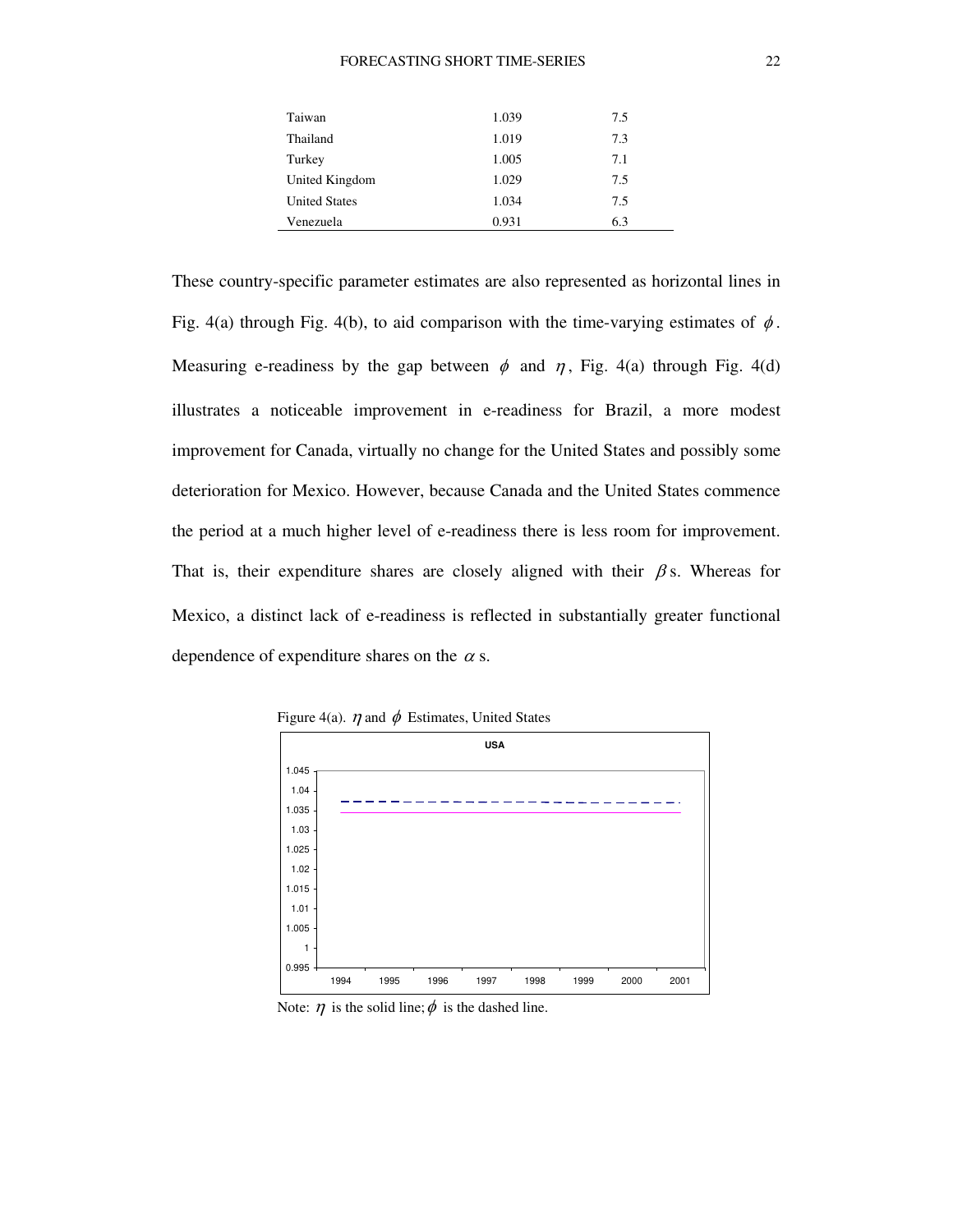| | | |
|---|---|---|
| Taiwan | 1.039 | 7.5 |
| Thailand | 1.019 | 7.3 |
| Turkey | 1.005 | 7.1 |
| United Kingdom | 1.029 | 7.5 |
| United States | 1.034 | 7.5 |
| Venezuela | 0.931 | 6.3 |

These country-specific parameter estimates are also represented as horizontal lines in Fig. 4(a) through Fig. 4(b), to aid comparison with the time-varying estimates of $\phi$. Measuring e-readiness by the gap between $\phi$ and $\eta$, Fig. 4(a) through Fig. 4(d) illustrates a noticeable improvement in e-readiness for Brazil, a more modest improvement for Canada, virtually no change for the United States and possibly some deterioration for Mexico. However, because Canada and the United States commence the period at a much higher level of e-readiness there is less room for improvement. That is, their expenditure shares are closely aligned with their $\beta$s. Whereas for Mexico, a distinct lack of e-readiness is reflected in substantially greater functional dependence of expenditure shares on the $\alpha$s.

Figure 4(a). $\eta$ and $\phi$ Estimates, United States

Note: $\eta$ is the solid line; $\phi$ is the dashed line.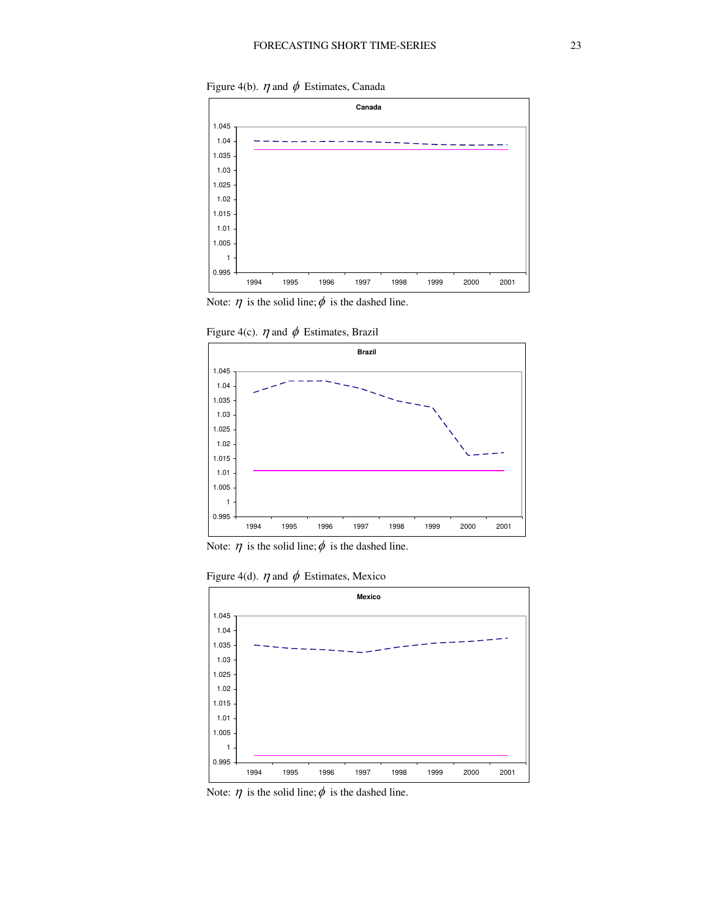Figure 4(b). $\eta$ and $\phi$ Estimates, Canada

Note: $\eta$ is the solid line; $\phi$ is the dashed line.

Figure 4(c). $\eta$ and $\phi$ Estimates, Brazil

Note: $\eta$ is the solid line; $\phi$ is the dashed line.

Figure 4(d). $\eta$ and $\phi$ Estimates, Mexico

Note: $\eta$ is the solid line; $\phi$ is the dashed line.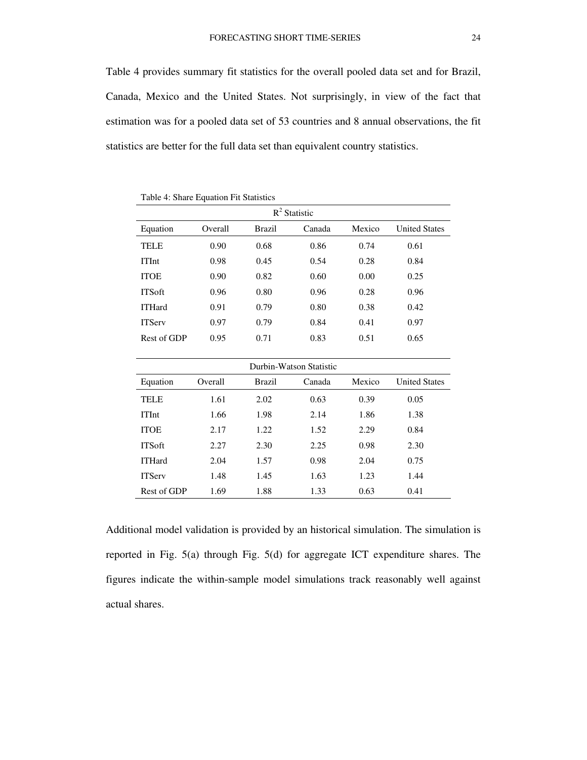Table 4 provides summary fit statistics for the overall pooled data set and for Brazil, Canada, Mexico and the United States. Not surprisingly, in view of the fact that estimation was for a pooled data set of 53 countries and 8 annual observations, the fit statistics are better for the full data set than equivalent country statistics.

Table 4: Share Equation Fit Statistics

| $R^2$ Statistic | | | | | |
|---|---|---|---|---|---|
| Equation | Overall | Brazil | Canada | Mexico | United States |
| TELE | 0.90 | 0.68 | 0.86 | 0.74 | 0.61 |
| ITInt | 0.98 | 0.45 | 0.54 | 0.28 | 0.84 |
| ITOE | 0.90 | 0.82 | 0.60 | 0.00 | 0.25 |
| ITSoft | 0.96 | 0.80 | 0.96 | 0.28 | 0.96 |
| ITHard | 0.91 | 0.79 | 0.80 | 0.38 | 0.42 |
| ITServ | 0.97 | 0.79 | 0.84 | 0.41 | 0.97 |
| Rest of GDP | 0.95 | 0.71 | 0.83 | 0.51 | 0.65 |

| Durbin-Watson Statistic | | | | | |
|---|---|---|---|---|---|
| Equation | Overall | Brazil | Canada | Mexico | United States |
| TELE | 1.61 | 2.02 | 0.63 | 0.39 | 0.05 |
| ITInt | 1.66 | 1.98 | 2.14 | 1.86 | 1.38 |
| ITOE | 2.17 | 1.22 | 1.52 | 2.29 | 0.84 |
| ITSoft | 2.27 | 2.30 | 2.25 | 0.98 | 2.30 |
| ITHard | 2.04 | 1.57 | 0.98 | 2.04 | 0.75 |
| ITServ | 1.48 | 1.45 | 1.63 | 1.23 | 1.44 |
| Rest of GDP | 1.69 | 1.88 | 1.33 | 0.63 | 0.41 |

Additional model validation is provided by an historical simulation. The simulation is reported in Fig. 5(a) through Fig. 5(d) for aggregate ICT expenditure shares. The figures indicate the within-sample model simulations track reasonably well against actual shares.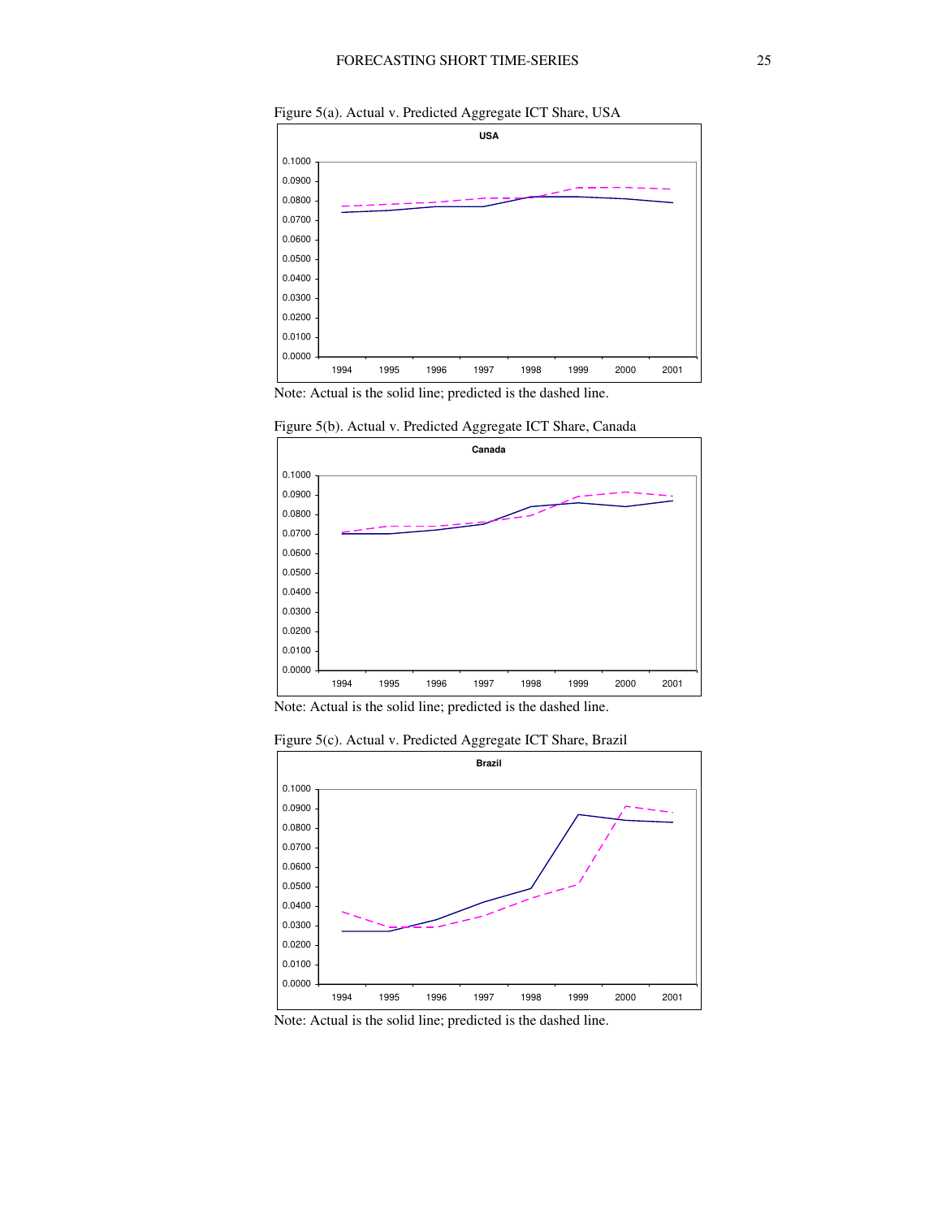Figure 5(a). Actual v. Predicted Aggregate ICT Share, USA

Note: Actual is the solid line; predicted is the dashed line.

Figure 5(b). Actual v. Predicted Aggregate ICT Share, Canada

Note: Actual is the solid line; predicted is the dashed line.

Figure 5(c). Actual v. Predicted Aggregate ICT Share, Brazil

Note: Actual is the solid line; predicted is the dashed line.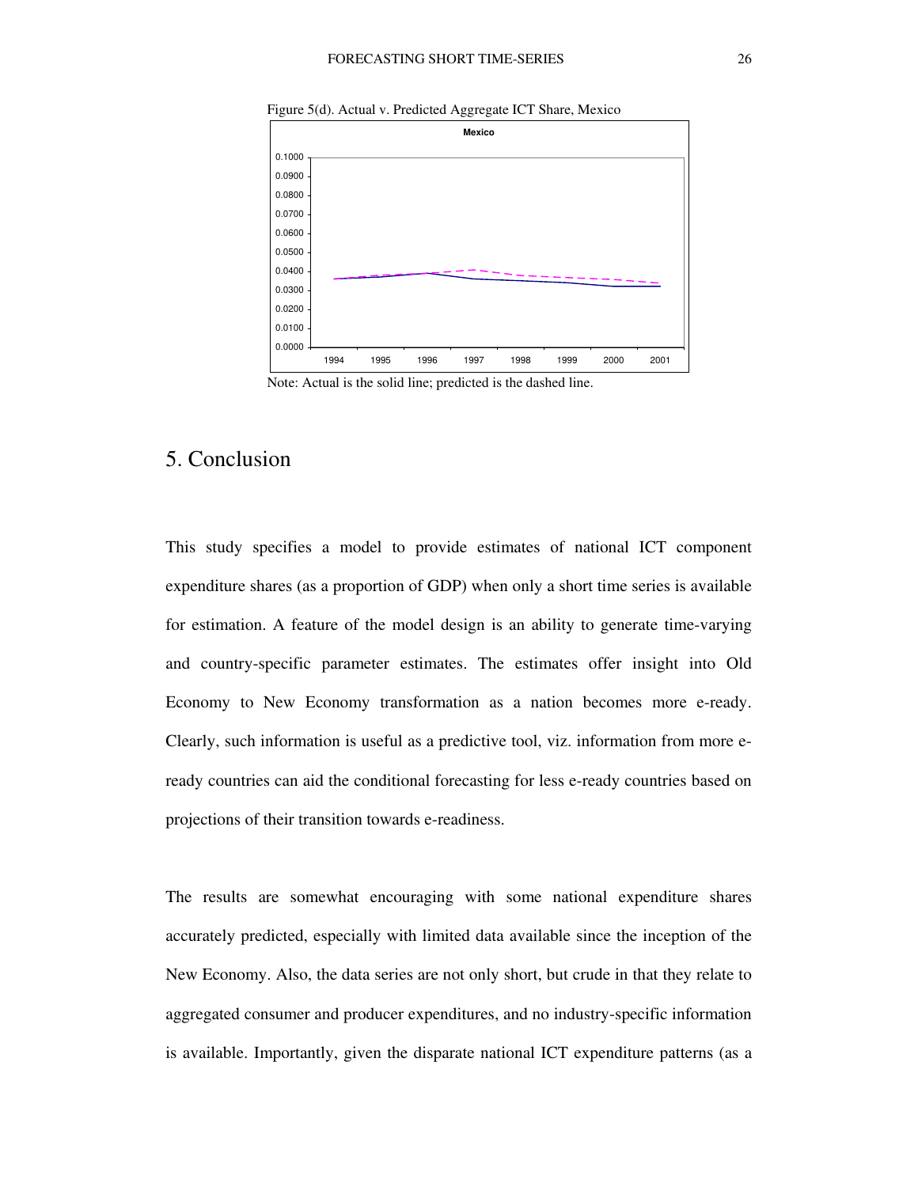Figure 5(d). Actual v. Predicted Aggregate ICT Share, Mexico

Note: Actual is the solid line; predicted is the dashed line.

## 5. Conclusion

This study specifies a model to provide estimates of national ICT component expenditure shares (as a proportion of GDP) when only a short time series is available for estimation. A feature of the model design is an ability to generate time-varying and country-specific parameter estimates. The estimates offer insight into Old Economy to New Economy transformation as a nation becomes more e-ready. Clearly, such information is useful as a predictive tool, viz. information from more e-ready countries can aid the conditional forecasting for less e-ready countries based on projections of their transition towards e-readiness.

The results are somewhat encouraging with some national expenditure shares accurately predicted, especially with limited data available since the inception of the New Economy. Also, the data series are not only short, but crude in that they relate to aggregated consumer and producer expenditures, and no industry-specific information is available. Importantly, given the disparate national ICT expenditure patterns (as a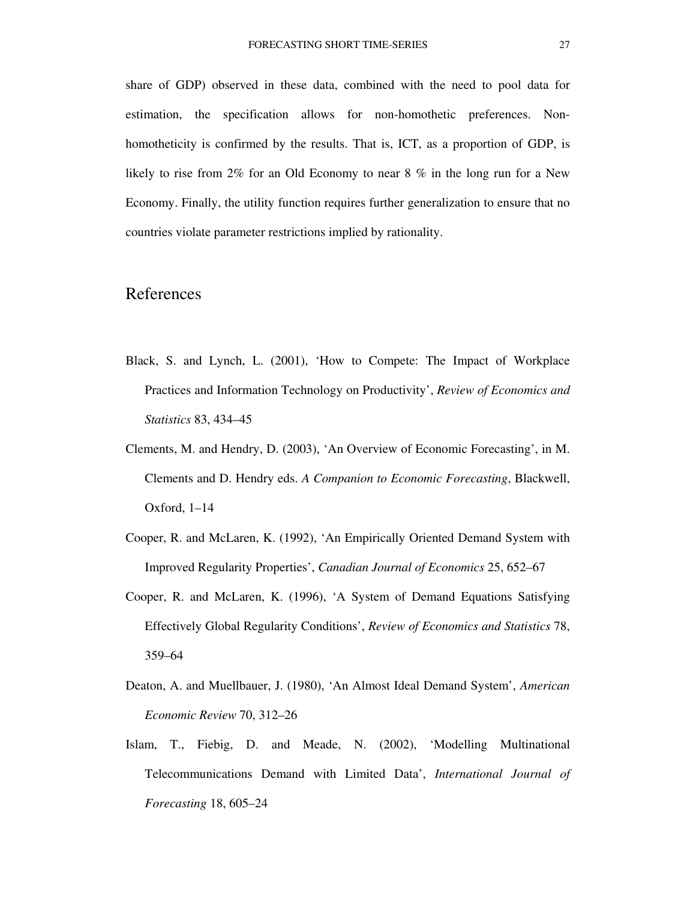share of GDP) observed in these data, combined with the need to pool data for estimation, the specification allows for non-homothetic preferences. Non-homotheticity is confirmed by the results. That is, ICT, as a proportion of GDP, is likely to rise from 2% for an Old Economy to near 8 % in the long run for a New Economy. Finally, the utility function requires further generalization to ensure that no countries violate parameter restrictions implied by rationality.

## References

Black, S. and Lynch, L. (2001), 'How to Compete: The Impact of Workplace Practices and Information Technology on Productivity', *Review of Economics and Statistics* 83, 434–45

Clements, M. and Hendry, D. (2003), 'An Overview of Economic Forecasting', in M. Clements and D. Hendry eds. *A Companion to Economic Forecasting*, Blackwell, Oxford, 1–14

Cooper, R. and McLaren, K. (1992), 'An Empirically Oriented Demand System with Improved Regularity Properties', *Canadian Journal of Economics* 25, 652–67

Cooper, R. and McLaren, K. (1996), 'A System of Demand Equations Satisfying Effectively Global Regularity Conditions', *Review of Economics and Statistics* 78, 359–64

Deaton, A. and Muellbauer, J. (1980), 'An Almost Ideal Demand System', *American Economic Review* 70, 312–26

Islam, T., Fiebig, D. and Meade, N. (2002), 'Modelling Multinational Telecommunications Demand with Limited Data', *International Journal of Forecasting* 18, 605–24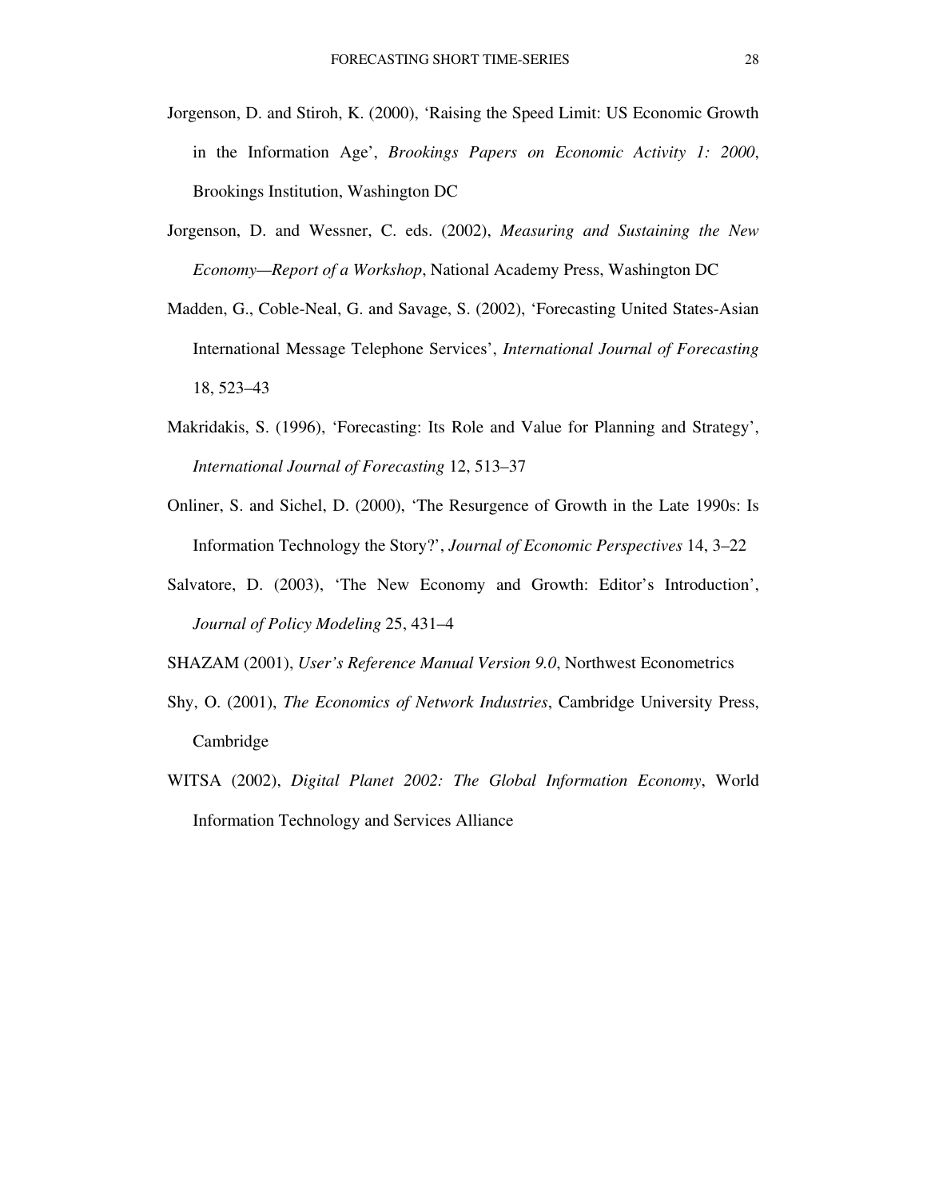Jorgenson, D. and Stiroh, K. (2000), 'Raising the Speed Limit: US Economic Growth in the Information Age', *Brookings Papers on Economic Activity 1: 2000*, Brookings Institution, Washington DC

Jorgenson, D. and Wessner, C. eds. (2002), *Measuring and Sustaining the New Economy—Report of a Workshop*, National Academy Press, Washington DC

Madden, G., Coble-Neal, G. and Savage, S. (2002), 'Forecasting United States-Asian International Message Telephone Services', *International Journal of Forecasting* 18, 523–43

Makridakis, S. (1996), 'Forecasting: Its Role and Value for Planning and Strategy', *International Journal of Forecasting* 12, 513–37

Onliner, S. and Sichel, D. (2000), 'The Resurgence of Growth in the Late 1990s: Is Information Technology the Story?', *Journal of Economic Perspectives* 14, 3–22

Salvatore, D. (2003), 'The New Economy and Growth: Editor's Introduction', *Journal of Policy Modeling* 25, 431–4

SHAZAM (2001), *User's Reference Manual Version 9.0*, Northwest Econometrics

Shy, O. (2001), *The Economics of Network Industries*, Cambridge University Press, Cambridge

WITSA (2002), *Digital Planet 2002: The Global Information Economy*, World Information Technology and Services Alliance